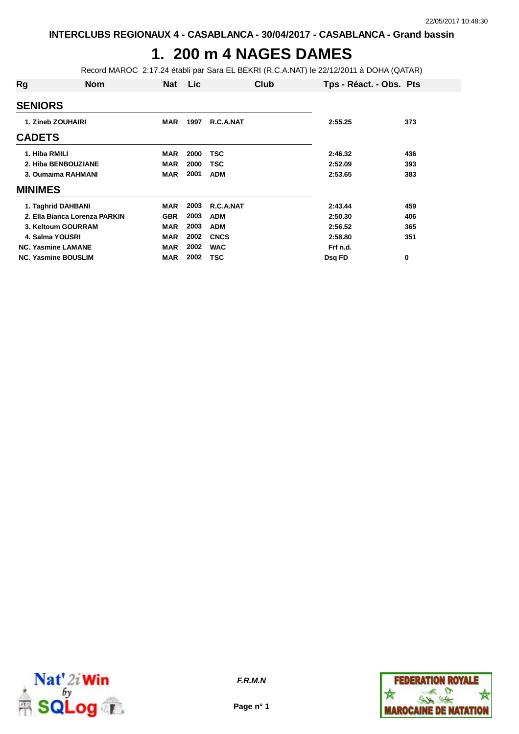INTERCLUBS REGIONAUX 4 - CASABLANCA - 30/04/2017 - CASABLANCA - Grand bassin

# 1. 200 m 4 NAGES DAMES

Record MAROC 2:17.24 établi par Sara EL BEKRI (R.C.A.NAT) le 22/12/2011 à DOHA (QATAR)

| Rg | Nom | Nat | Lic | Club | Tps - Réact. - Obs. | Pts |
|---|---|---|---|---|---|---|
| **SENIORS** | | | | | | |
| 1. | Zineb ZOUHAIRI | MAR | 1997 | R.C.A.NAT | 2:55.25 | 373 |
| **CADETS** | | | | | | |
| 1. | Hiba RMILI | MAR | 2000 | TSC | 2:46.32 | 436 |
| 2. | Hiba BENBOUZIANE | MAR | 2000 | TSC | 2:52.09 | 393 |
| 3. | Oumaima RAHMANI | MAR | 2001 | ADM | 2:53.65 | 383 |
| **MINIMES** | | | | | | |
| 1. | Taghrid DAHBANI | MAR | 2003 | R.C.A.NAT | 2:43.44 | 459 |
| 2. | Ella Bianca Lorenza PARKIN | GBR | 2003 | ADM | 2:50.30 | 406 |
| 3. | Keltoum GOURRAM | MAR | 2003 | ADM | 2:56.52 | 365 |
| 4. | Salma YOUSRI | MAR | 2002 | CNCS | 2:58.80 | 351 |
| NC. | Yasmine LAMANE | MAR | 2002 | WAC | Frf n.d. | |
| NC. | Yasmine BOUSLIM | MAR | 2002 | TSC | Dsq FD | 0 |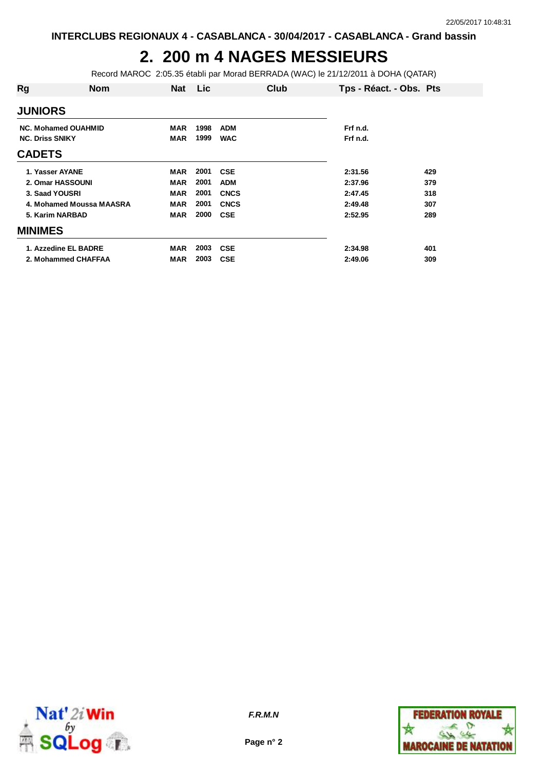INTERCLUBS REGIONAUX 4 - CASABLANCA - 30/04/2017 - CASABLANCA - Grand bassin

# 2. 200 m 4 NAGES MESSIEURS

Record MAROC 2:05.35 établi par Morad BERRADA (WAC) le 21/12/2011 à DOHA (QATAR)

| Rg | Nom | Nat | Lic | Club | Tps - Réact. - Obs. | Pts |
|---|---|---|---|---|---|---|
| **JUNIORS** | | | | | | |
| NC. | Mohamed OUAHMID | MAR | 1998 | ADM | Frf n.d. | |
| NC. | Driss SNIKY | MAR | 1999 | WAC | Frf n.d. | |
| **CADETS** | | | | | | |
| 1. | Yasser AYANE | MAR | 2001 | CSE | 2:31.56 | 429 |
| 2. | Omar HASSOUNI | MAR | 2001 | ADM | 2:37.96 | 379 |
| 3. | Saad YOUSRI | MAR | 2001 | CNCS | 2:47.45 | 318 |
| 4. | Mohamed Moussa MAASRA | MAR | 2001 | CNCS | 2:49.48 | 307 |
| 5. | Karim NARBAD | MAR | 2000 | CSE | 2:52.95 | 289 |
| **MINIMES** | | | | | | |
| 1. | Azzedine EL BADRE | MAR | 2003 | CSE | 2:34.98 | 401 |
| 2. | Mohammed CHAFFAA | MAR | 2003 | CSE | 2:49.06 | 309 |

*F.R.M.N*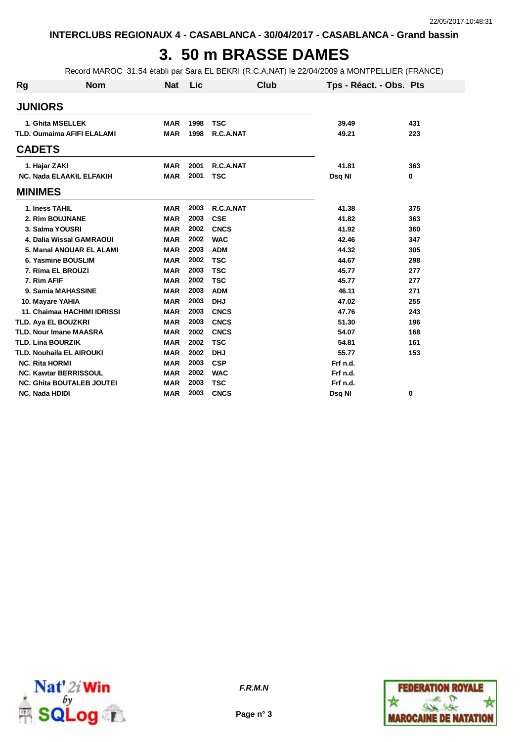INTERCLUBS REGIONAUX 4 - CASABLANCA - 30/04/2017 - CASABLANCA - Grand bassin

# 3. 50 m BRASSE DAMES

Record MAROC 31.54 établi par Sara EL BEKRI (R.C.A.NAT) le 22/04/2009 à MONTPELLIER (FRANCE)

| Rg | Nom | Nat | Lic | Club | Tps - Réact. - Obs. | Pts |
|---|---|---|---|---|---|---|
| **JUNIORS** | | | | | | |
| 1. | Ghita MSELLEK | MAR | 1998 | TSC | 39.49 | 431 |
| TLD. | Oumaima AFIFI ELALAMI | MAR | 1998 | R.C.A.NAT | 49.21 | 223 |
| **CADETS** | | | | | | |
| 1. | Hajar ZAKI | MAR | 2001 | R.C.A.NAT | 41.81 | 363 |
| NC. | Nada ELAAKIL ELFAKIH | MAR | 2001 | TSC | Dsq NI | 0 |
| **MINIMES** | | | | | | |
| 1. | Iness TAHIL | MAR | 2003 | R.C.A.NAT | 41.38 | 375 |
| 2. | Rim BOUJNANE | MAR | 2003 | CSE | 41.82 | 363 |
| 3. | Salma YOUSRI | MAR | 2002 | CNCS | 41.92 | 360 |
| 4. | Dalia Wissal GAMRAOUI | MAR | 2002 | WAC | 42.46 | 347 |
| 5. | Manal ANOUAR EL ALAMI | MAR | 2003 | ADM | 44.32 | 305 |
| 6. | Yasmine BOUSLIM | MAR | 2002 | TSC | 44.67 | 298 |
| 7. | Rima EL BROUZI | MAR | 2003 | TSC | 45.77 | 277 |
| 7. | Rim AFIF | MAR | 2002 | TSC | 45.77 | 277 |
| 9. | Samia MAHASSINE | MAR | 2003 | ADM | 46.11 | 271 |
| 10. | Mayare YAHIA | MAR | 2003 | DHJ | 47.02 | 255 |
| 11. | Chaimaa HACHIMI IDRISSI | MAR | 2003 | CNCS | 47.76 | 243 |
| TLD. | Aya EL BOUZKRI | MAR | 2003 | CNCS | 51.30 | 196 |
| TLD. | Nour Imane MAASRA | MAR | 2002 | CNCS | 54.07 | 168 |
| TLD. | Lina BOURZIK | MAR | 2002 | TSC | 54.81 | 161 |
| TLD. | Nouhaila EL AIROUKI | MAR | 2002 | DHJ | 55.77 | 153 |
| NC. | Rita HORMI | MAR | 2003 | CSP | Frf n.d. | |
| NC. | Kawtar BERRISSOUL | MAR | 2002 | WAC | Frf n.d. | |
| NC. | Ghita BOUTALEB JOUTEI | MAR | 2003 | TSC | Frf n.d. | |
| NC. | Nada HDIDI | MAR | 2003 | CNCS | Dsq NI | 0 |

*F.R.M.N*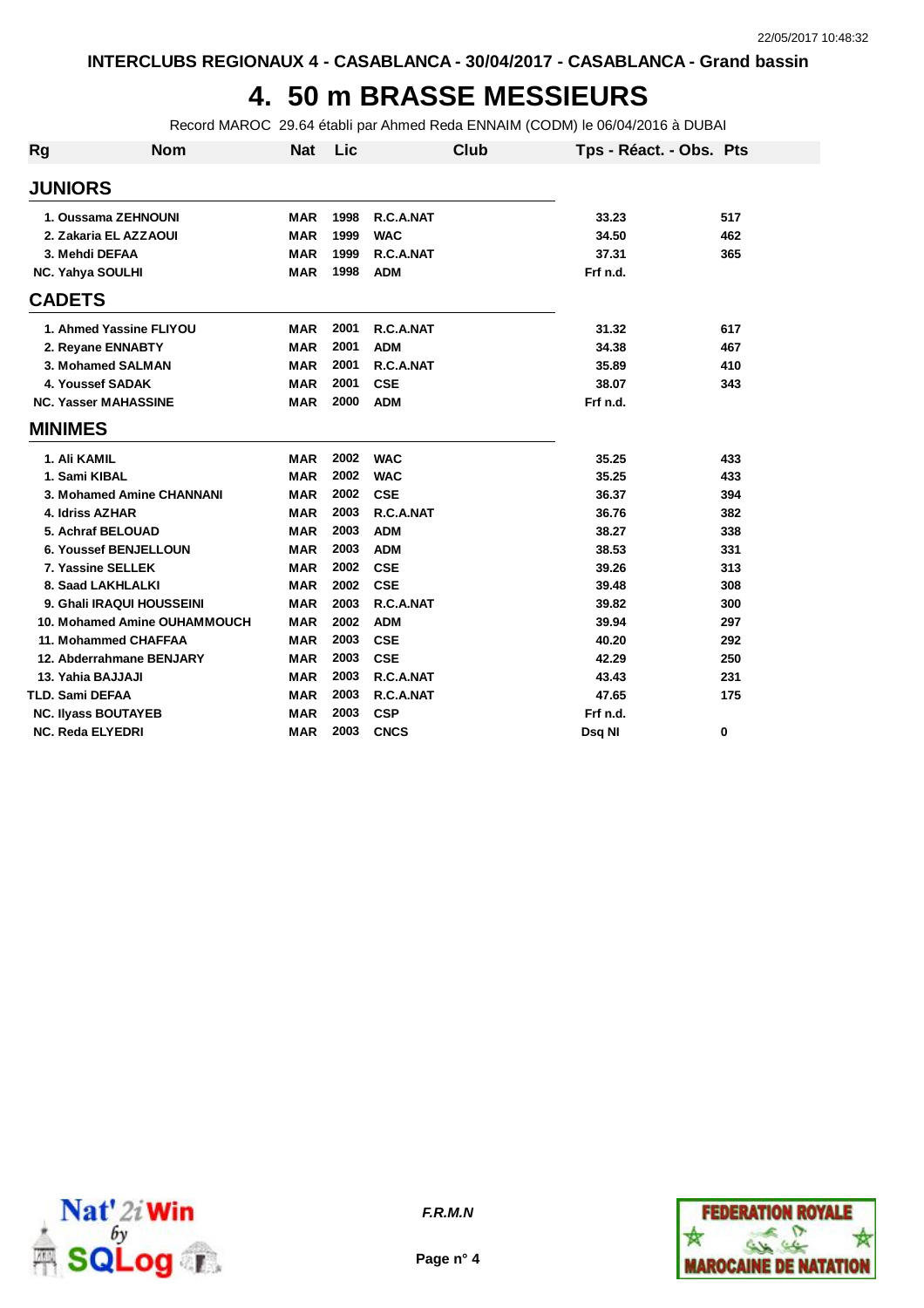INTERCLUBS REGIONAUX 4 - CASABLANCA - 30/04/2017 - CASABLANCA - Grand bassin

# 4. 50 m BRASSE MESSIEURS

Record MAROC 29.64 établi par Ahmed Reda ENNAIM (CODM) le 06/04/2016 à DUBAI

| Rg | Nom | Nat | Lic | Club | Tps - Réact. - Obs. | Pts |
|---|---|---|---|---|---|---|
| **JUNIORS** | | | | | | |
| 1. | Oussama ZEHNOUNI | MAR | 1998 | R.C.A.NAT | 33.23 | 517 |
| 2. | Zakaria EL AZZAOUI | MAR | 1999 | WAC | 34.50 | 462 |
| 3. | Mehdi DEFAA | MAR | 1999 | R.C.A.NAT | 37.31 | 365 |
| NC. | Yahya SOULHI | MAR | 1998 | ADM | Frf n.d. | |
| **CADETS** | | | | | | |
| 1. | Ahmed Yassine FLIYOU | MAR | 2001 | R.C.A.NAT | 31.32 | 617 |
| 2. | Reyane ENNABTY | MAR | 2001 | ADM | 34.38 | 467 |
| 3. | Mohamed SALMAN | MAR | 2001 | R.C.A.NAT | 35.89 | 410 |
| 4. | Youssef SADAK | MAR | 2001 | CSE | 38.07 | 343 |
| NC. | Yasser MAHASSINE | MAR | 2000 | ADM | Frf n.d. | |
| **MINIMES** | | | | | | |
| 1. | Ali KAMIL | MAR | 2002 | WAC | 35.25 | 433 |
| 1. | Sami KIBAL | MAR | 2002 | WAC | 35.25 | 433 |
| 3. | Mohamed Amine CHANNANI | MAR | 2002 | CSE | 36.37 | 394 |
| 4. | Idriss AZHAR | MAR | 2003 | R.C.A.NAT | 36.76 | 382 |
| 5. | Achraf BELOUAD | MAR | 2003 | ADM | 38.27 | 338 |
| 6. | Youssef BENJELLOUN | MAR | 2003 | ADM | 38.53 | 331 |
| 7. | Yassine SELLEK | MAR | 2002 | CSE | 39.26 | 313 |
| 8. | Saad LAKHLALKI | MAR | 2002 | CSE | 39.48 | 308 |
| 9. | Ghali IRAQUI HOUSSEINI | MAR | 2003 | R.C.A.NAT | 39.82 | 300 |
| 10. | Mohamed Amine OUHAMMOUCH | MAR | 2002 | ADM | 39.94 | 297 |
| 11. | Mohammed CHAFFAA | MAR | 2003 | CSE | 40.20 | 292 |
| 12. | Abderrahmane BENJARY | MAR | 2003 | CSE | 42.29 | 250 |
| 13. | Yahia BAJJAJI | MAR | 2003 | R.C.A.NAT | 43.43 | 231 |
| TLD. | Sami DEFAA | MAR | 2003 | R.C.A.NAT | 47.65 | 175 |
| NC. | Ilyass BOUTAYEB | MAR | 2003 | CSP | Frf n.d. | |
| NC. | Reda ELYEDRI | MAR | 2003 | CNCS | Dsq NI | 0 |

F.R.M.N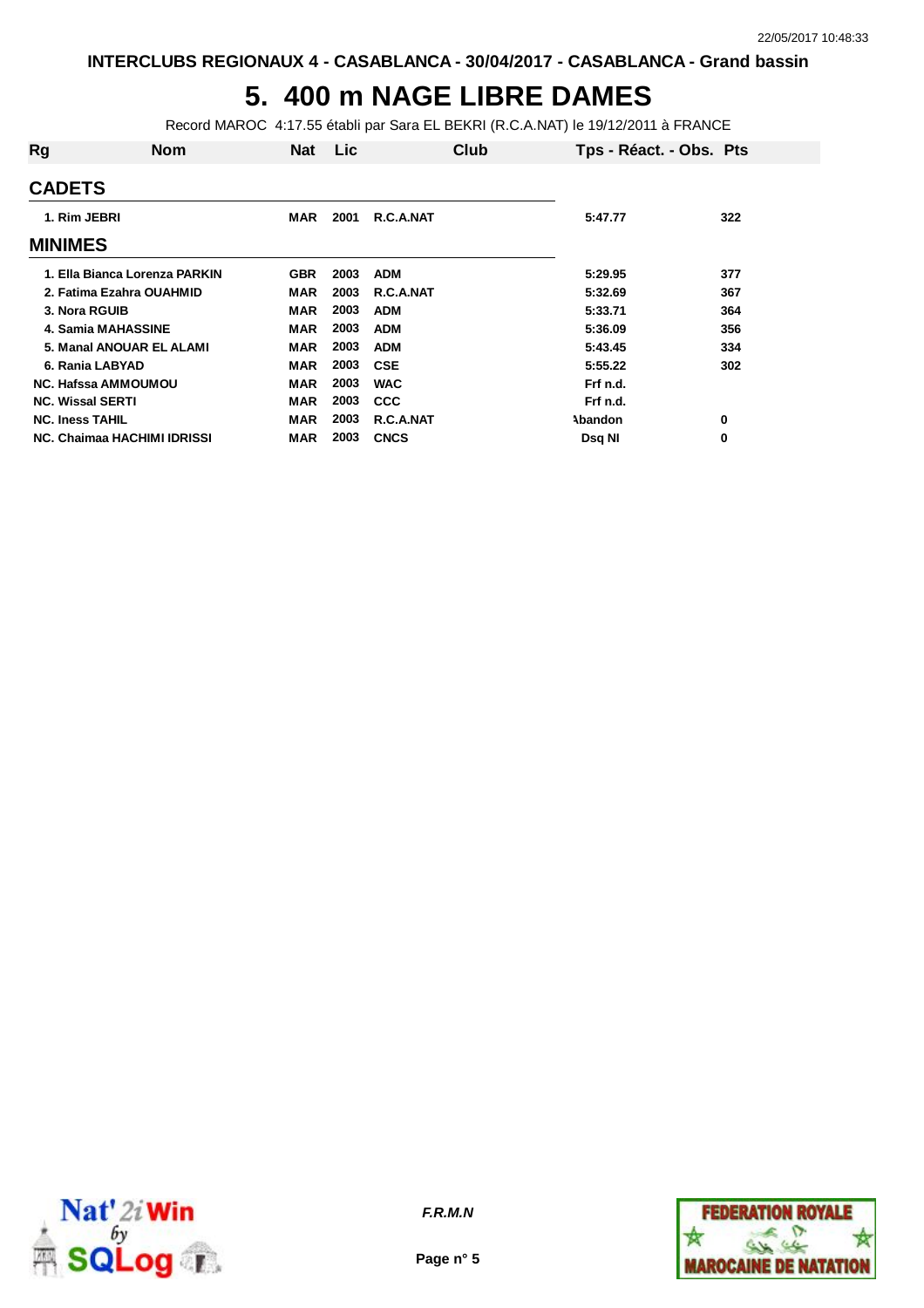INTERCLUBS REGIONAUX 4 - CASABLANCA - 30/04/2017 - CASABLANCA - Grand bassin

# 5. 400 m NAGE LIBRE DAMES

Record MAROC 4:17.55 établi par Sara EL BEKRI (R.C.A.NAT) le 19/12/2011 à FRANCE

| Rg | Nom | Nat | Lic | Club | Tps - Réact. - Obs. | Pts |
|---|---|---|---|---|---|---|
| **CADETS** | | | | | | |
| 1. | Rim JEBRI | MAR | 2001 | R.C.A.NAT | 5:47.77 | 322 |
| **MINIMES** | | | | | | |
| 1. | Ella Bianca Lorenza PARKIN | GBR | 2003 | ADM | 5:29.95 | 377 |
| 2. | Fatima Ezahra OUAHMID | MAR | 2003 | R.C.A.NAT | 5:32.69 | 367 |
| 3. | Nora RGUIB | MAR | 2003 | ADM | 5:33.71 | 364 |
| 4. | Samia MAHASSINE | MAR | 2003 | ADM | 5:36.09 | 356 |
| 5. | Manal ANOUAR EL ALAMI | MAR | 2003 | ADM | 5:43.45 | 334 |
| 6. | Rania LABYAD | MAR | 2003 | CSE | 5:55.22 | 302 |
| NC. | Hafssa AMMOUMOU | MAR | 2003 | WAC | Frf n.d. | |
| NC. | Wissal SERTI | MAR | 2003 | CCC | Frf n.d. | |
| NC. | Iness TAHIL | MAR | 2003 | R.C.A.NAT | Abandon | 0 |
| NC. | Chaimaa HACHIMI IDRISSI | MAR | 2003 | CNCS | Dsq NI | 0 |

*F.R.M.N*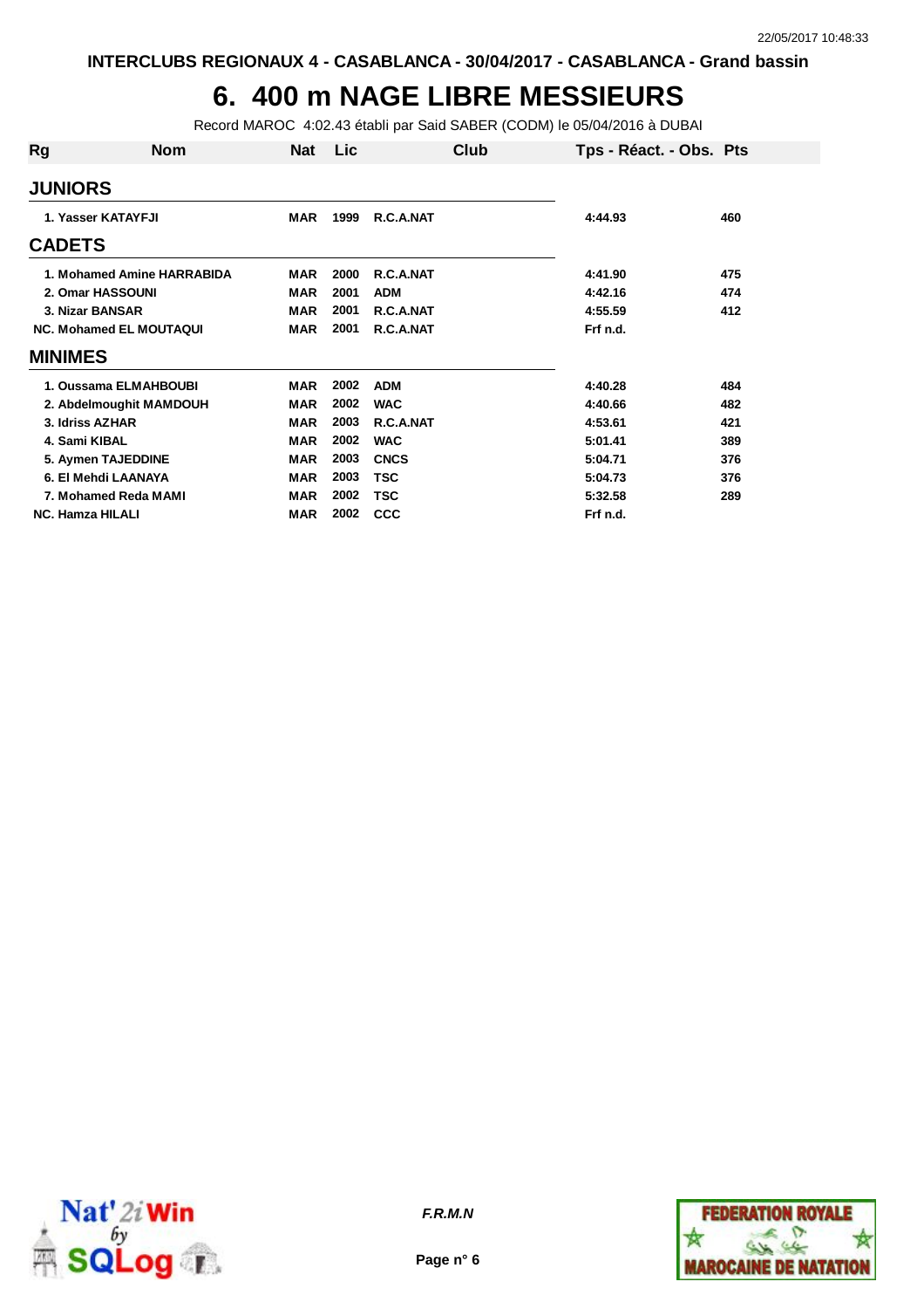INTERCLUBS REGIONAUX 4 - CASABLANCA - 30/04/2017 - CASABLANCA - Grand bassin

# 6. 400 m NAGE LIBRE MESSIEURS

Record MAROC 4:02.43 établi par Said SABER (CODM) le 05/04/2016 à DUBAI

| Rg | Nom | Nat | Lic | Club | Tps - Réact. - Obs. | Pts |
|---|---|---|---|---|---|---|
| **JUNIORS** | | | | | | |
| 1. | Yasser KATAYFJI | MAR | 1999 | R.C.A.NAT | 4:44.93 | 460 |
| **CADETS** | | | | | | |
| 1. | Mohamed Amine HARRABIDA | MAR | 2000 | R.C.A.NAT | 4:41.90 | 475 |
| 2. | Omar HASSOUNI | MAR | 2001 | ADM | 4:42.16 | 474 |
| 3. | Nizar BANSAR | MAR | 2001 | R.C.A.NAT | 4:55.59 | 412 |
| NC. | Mohamed EL MOUTAQUI | MAR | 2001 | R.C.A.NAT | Frf n.d. | |
| **MINIMES** | | | | | | |
| 1. | Oussama ELMAHBOUBI | MAR | 2002 | ADM | 4:40.28 | 484 |
| 2. | Abdelmoughit MAMDOUH | MAR | 2002 | WAC | 4:40.66 | 482 |
| 3. | Idriss AZHAR | MAR | 2003 | R.C.A.NAT | 4:53.61 | 421 |
| 4. | Sami KIBAL | MAR | 2002 | WAC | 5:01.41 | 389 |
| 5. | Aymen TAJEDDINE | MAR | 2003 | CNCS | 5:04.71 | 376 |
| 6. | El Mehdi LAANAYA | MAR | 2003 | TSC | 5:04.73 | 376 |
| 7. | Mohamed Reda MAMI | MAR | 2002 | TSC | 5:32.58 | 289 |
| NC. | Hamza HILALI | MAR | 2002 | CCC | Frf n.d. | |

*F.R.M.N*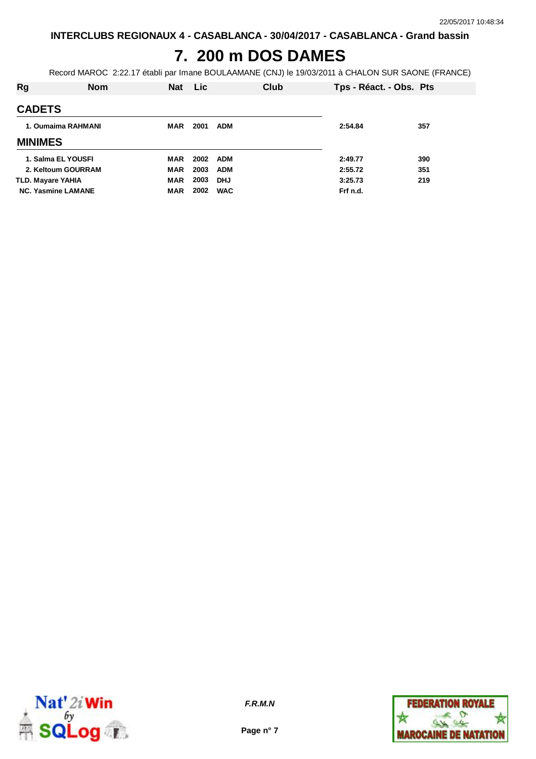INTERCLUBS REGIONAUX 4 - CASABLANCA - 30/04/2017 - CASABLANCA - Grand bassin

# 7. 200 m DOS DAMES

Record MAROC 2:22.17 établi par Imane BOULAAMANE (CNJ) le 19/03/2011 à CHALON SUR SAONE (FRANCE)

| Rg | Nom | Nat | Lic | Club | Tps - Réact. - Obs. | Pts |
|---|---|---|---|---|---|---|
| **CADETS** | | | | | | |
| 1. | Oumaima RAHMANI | MAR | 2001 | ADM | 2:54.84 | 357 |
| **MINIMES** | | | | | | |
| 1. | Salma EL YOUSFI | MAR | 2002 | ADM | 2:49.77 | 390 |
| 2. | Keltoum GOURRAM | MAR | 2003 | ADM | 2:55.72 | 351 |
| TLD. | Mayare YAHIA | MAR | 2003 | DHJ | 3:25.73 | 219 |
| NC. | Yasmine LAMANE | MAR | 2002 | WAC | Frf n.d. | |

F.R.M.N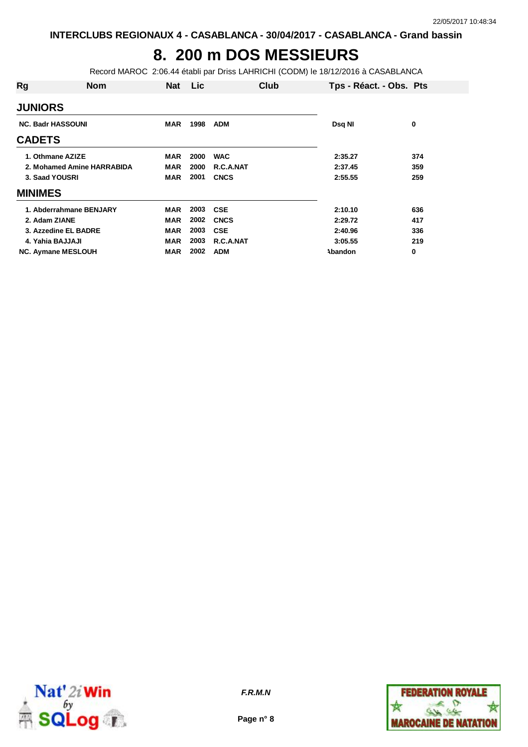INTERCLUBS REGIONAUX 4 - CASABLANCA - 30/04/2017 - CASABLANCA - Grand bassin

# 8. 200 m DOS MESSIEURS

Record MAROC 2:06.44 établi par Driss LAHRICHI (CODM) le 18/12/2016 à CASABLANCA

| Rg | Nom | Nat | Lic | Club | Tps - Réact. - Obs. | Pts |
|---|---|---|---|---|---|---|
| **JUNIORS** | | | | | | |
| NC. | Badr HASSOUNI | MAR | 1998 | ADM | Dsq NI | 0 |
| **CADETS** | | | | | | |
| 1. | Othmane AZIZE | MAR | 2000 | WAC | 2:35.27 | 374 |
| 2. | Mohamed Amine HARRABIDA | MAR | 2000 | R.C.A.NAT | 2:37.45 | 359 |
| 3. | Saad YOUSRI | MAR | 2001 | CNCS | 2:55.55 | 259 |
| **MINIMES** | | | | | | |
| 1. | Abderrahmane BENJARY | MAR | 2003 | CSE | 2:10.10 | 636 |
| 2. | Adam ZIANE | MAR | 2002 | CNCS | 2:29.72 | 417 |
| 3. | Azzedine EL BADRE | MAR | 2003 | CSE | 2:40.96 | 336 |
| 4. | Yahia BAJJAJI | MAR | 2003 | R.C.A.NAT | 3:05.55 | 219 |
| NC. | Aymane MESLOUH | MAR | 2002 | ADM | Abandon | 0 |

F.R.M.N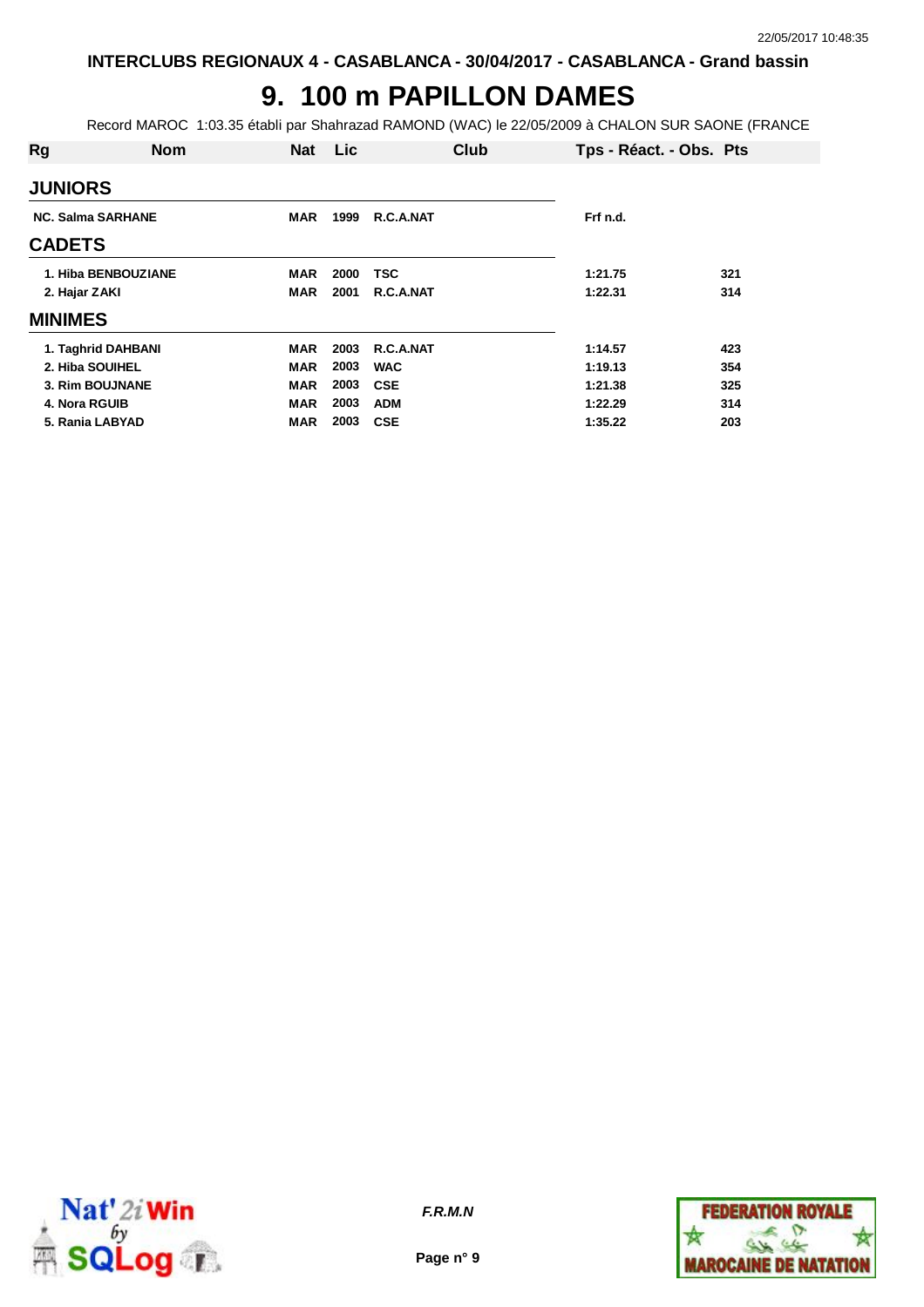INTERCLUBS REGIONAUX 4 - CASABLANCA - 30/04/2017 - CASABLANCA - Grand bassin

# 9. 100 m PAPILLON DAMES

Record MAROC 1:03.35 établi par Shahrazad RAMOND (WAC) le 22/05/2009 à CHALON SUR SAONE (FRANCE

| Rg | Nom | Nat | Lic | Club | Tps - Réact. - Obs. | Pts |
|---|---|---|---|---|---|---|
| **JUNIORS** | | | | | | |
| NC. | Salma SARHANE | MAR | 1999 | R.C.A.NAT | Frf n.d. | |
| **CADETS** | | | | | | |
| 1. | Hiba BENBOUZIANE | MAR | 2000 | TSC | 1:21.75 | 321 |
| 2. | Hajar ZAKI | MAR | 2001 | R.C.A.NAT | 1:22.31 | 314 |
| **MINIMES** | | | | | | |
| 1. | Taghrid DAHBANI | MAR | 2003 | R.C.A.NAT | 1:14.57 | 423 |
| 2. | Hiba SOUIHEL | MAR | 2003 | WAC | 1:19.13 | 354 |
| 3. | Rim BOUJNANE | MAR | 2003 | CSE | 1:21.38 | 325 |
| 4. | Nora RGUIB | MAR | 2003 | ADM | 1:22.29 | 314 |
| 5. | Rania LABYAD | MAR | 2003 | CSE | 1:35.22 | 203 |

*F.R.M.N*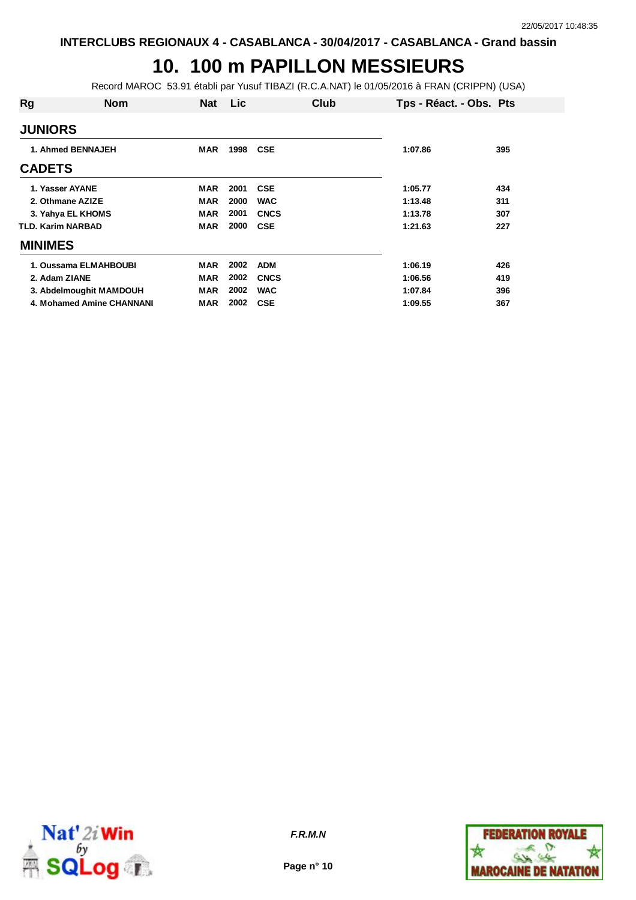INTERCLUBS REGIONAUX 4 - CASABLANCA - 30/04/2017 - CASABLANCA - Grand bassin

# 10. 100 m PAPILLON MESSIEURS

Record MAROC 53.91 établi par Yusuf TIBAZI (R.C.A.NAT) le 01/05/2016 à FRAN (CRIPPN) (USA)

| Rg | Nom | Nat | Lic | Club | Tps - Réact. - Obs. | Pts |
|---|---|---|---|---|---|---|
| **JUNIORS** | | | | | | |
| 1. | Ahmed BENNAJEH | MAR | 1998 | CSE | 1:07.86 | 395 |
| **CADETS** | | | | | | |
| 1. | Yasser AYANE | MAR | 2001 | CSE | 1:05.77 | 434 |
| 2. | Othmane AZIZE | MAR | 2000 | WAC | 1:13.48 | 311 |
| 3. | Yahya EL KHOMS | MAR | 2001 | CNCS | 1:13.78 | 307 |
| TLD. | Karim NARBAD | MAR | 2000 | CSE | 1:21.63 | 227 |
| **MINIMES** | | | | | | |
| 1. | Oussama ELMAHBOUBI | MAR | 2002 | ADM | 1:06.19 | 426 |
| 2. | Adam ZIANE | MAR | 2002 | CNCS | 1:06.56 | 419 |
| 3. | Abdelmoughit MAMDOUH | MAR | 2002 | WAC | 1:07.84 | 396 |
| 4. | Mohamed Amine CHANNANI | MAR | 2002 | CSE | 1:09.55 | 367 |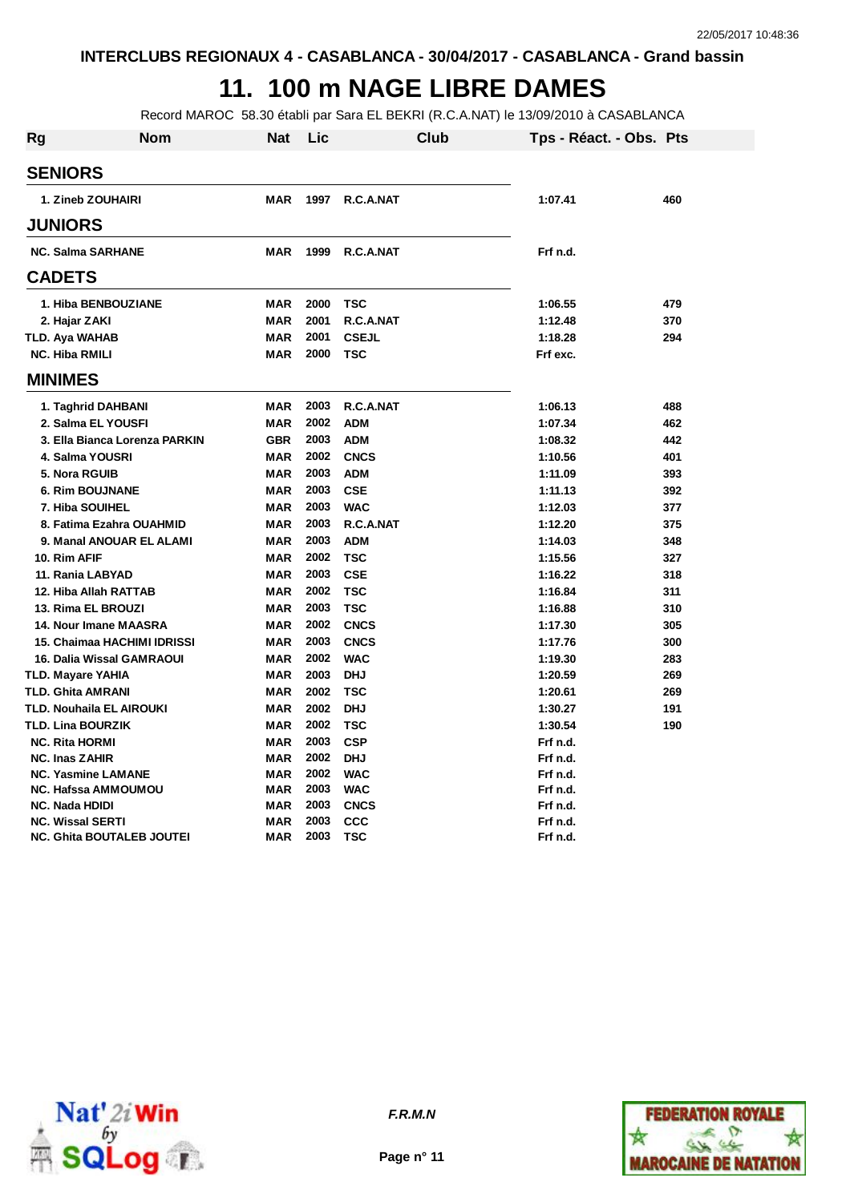INTERCLUBS REGIONAUX 4 - CASABLANCA - 30/04/2017 - CASABLANCA - Grand bassin

# 11. 100 m NAGE LIBRE DAMES

Record MAROC 58.30 établi par Sara EL BEKRI (R.C.A.NAT) le 13/09/2010 à CASABLANCA

| Rg | Nom | Nat | Lic | Club | Tps - Réact. - Obs. | Pts |
|---|---|---|---|---|---|---|
| **SENIORS** | | | | | | |
| 1. | Zineb ZOUHAIRI | MAR | 1997 | R.C.A.NAT | 1:07.41 | 460 |
| **JUNIORS** | | | | | | |
| NC. | Salma SARHANE | MAR | 1999 | R.C.A.NAT | Frf n.d. | |
| **CADETS** | | | | | | |
| 1. | Hiba BENBOUZIANE | MAR | 2000 | TSC | 1:06.55 | 479 |
| 2. | Hajar ZAKI | MAR | 2001 | R.C.A.NAT | 1:12.48 | 370 |
| TLD. | Aya WAHAB | MAR | 2001 | CSEJL | 1:18.28 | 294 |
| NC. | Hiba RMILI | MAR | 2000 | TSC | Frf exc. | |
| **MINIMES** | | | | | | |
| 1. | Taghrid DAHBANI | MAR | 2003 | R.C.A.NAT | 1:06.13 | 488 |
| 2. | Salma EL YOUSFI | MAR | 2002 | ADM | 1:07.34 | 462 |
| 3. | Ella Bianca Lorenza PARKIN | GBR | 2003 | ADM | 1:08.32 | 442 |
| 4. | Salma YOUSRI | MAR | 2002 | CNCS | 1:10.56 | 401 |
| 5. | Nora RGUIB | MAR | 2003 | ADM | 1:11.09 | 393 |
| 6. | Rim BOUJNANE | MAR | 2003 | CSE | 1:11.13 | 392 |
| 7. | Hiba SOUIHEL | MAR | 2003 | WAC | 1:12.03 | 377 |
| 8. | Fatima Ezahra OUAHMID | MAR | 2003 | R.C.A.NAT | 1:12.20 | 375 |
| 9. | Manal ANOUAR EL ALAMI | MAR | 2003 | ADM | 1:14.03 | 348 |
| 10. | Rim AFIF | MAR | 2002 | TSC | 1:15.56 | 327 |
| 11. | Rania LABYAD | MAR | 2003 | CSE | 1:16.22 | 318 |
| 12. | Hiba Allah RATTAB | MAR | 2002 | TSC | 1:16.84 | 311 |
| 13. | Rima EL BROUZI | MAR | 2003 | TSC | 1:16.88 | 310 |
| 14. | Nour Imane MAASRA | MAR | 2002 | CNCS | 1:17.30 | 305 |
| 15. | Chaimaa HACHIMI IDRISSI | MAR | 2003 | CNCS | 1:17.76 | 300 |
| 16. | Dalia Wissal GAMRAOUI | MAR | 2002 | WAC | 1:19.30 | 283 |
| TLD. | Mayare YAHIA | MAR | 2003 | DHJ | 1:20.59 | 269 |
| TLD. | Ghita AMRANI | MAR | 2002 | TSC | 1:20.61 | 269 |
| TLD. | Nouhaila EL AIROUKI | MAR | 2002 | DHJ | 1:30.27 | 191 |
| TLD. | Lina BOURZIK | MAR | 2002 | TSC | 1:30.54 | 190 |
| NC. | Rita HORMI | MAR | 2003 | CSP | Frf n.d. | |
| NC. | Inas ZAHIR | MAR | 2002 | DHJ | Frf n.d. | |
| NC. | Yasmine LAMANE | MAR | 2002 | WAC | Frf n.d. | |
| NC. | Hafssa AMMOUMOU | MAR | 2003 | WAC | Frf n.d. | |
| NC. | Nada HDIDI | MAR | 2003 | CNCS | Frf n.d. | |
| NC. | Wissal SERTI | MAR | 2003 | CCC | Frf n.d. | |
| NC. | Ghita BOUTALEB JOUTEI | MAR | 2003 | TSC | Frf n.d. | |

F.R.M.N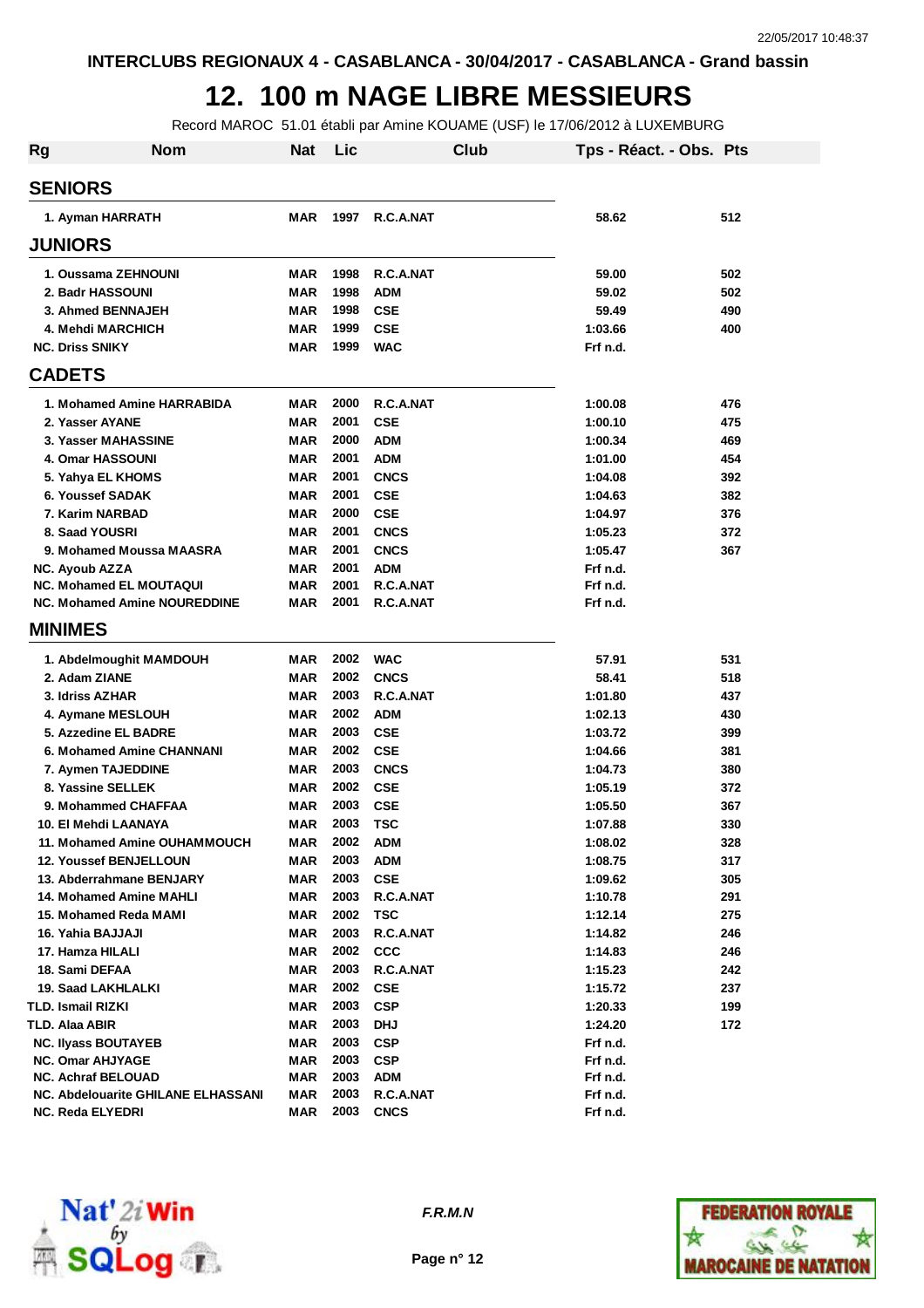INTERCLUBS REGIONAUX 4 - CASABLANCA - 30/04/2017 - CASABLANCA - Grand bassin

# 12. 100 m NAGE LIBRE MESSIEURS

Record MAROC 51.01 établi par Amine KOUAME (USF) le 17/06/2012 à LUXEMBURG

| Rg | Nom | Nat | Lic | Club | Tps - Réact. - Obs. | Pts |
|---|---|---|---|---|---|---|
| **SENIORS** | | | | | | |
| 1. | Ayman HARRATH | MAR | 1997 | R.C.A.NAT | 58.62 | 512 |
| **JUNIORS** | | | | | | |
| 1. | Oussama ZEHNOUNI | MAR | 1998 | R.C.A.NAT | 59.00 | 502 |
| 2. | Badr HASSOUNI | MAR | 1998 | ADM | 59.02 | 502 |
| 3. | Ahmed BENNAJEH | MAR | 1998 | CSE | 59.49 | 490 |
| 4. | Mehdi MARCHICH | MAR | 1999 | CSE | 1:03.66 | 400 |
| NC. | Driss SNIKY | MAR | 1999 | WAC | Frf n.d. | |
| **CADETS** | | | | | | |
| 1. | Mohamed Amine HARRABIDA | MAR | 2000 | R.C.A.NAT | 1:00.08 | 476 |
| 2. | Yasser AYANE | MAR | 2001 | CSE | 1:00.10 | 475 |
| 3. | Yasser MAHASSINE | MAR | 2000 | ADM | 1:00.34 | 469 |
| 4. | Omar HASSOUNI | MAR | 2001 | ADM | 1:01.00 | 454 |
| 5. | Yahya EL KHOMS | MAR | 2001 | CNCS | 1:04.08 | 392 |
| 6. | Youssef SADAK | MAR | 2001 | CSE | 1:04.63 | 382 |
| 7. | Karim NARBAD | MAR | 2000 | CSE | 1:04.97 | 376 |
| 8. | Saad YOUSRI | MAR | 2001 | CNCS | 1:05.23 | 372 |
| 9. | Mohamed Moussa MAASRA | MAR | 2001 | CNCS | 1:05.47 | 367 |
| NC. | Ayoub AZZA | MAR | 2001 | ADM | Frf n.d. | |
| NC. | Mohamed EL MOUTAQUI | MAR | 2001 | R.C.A.NAT | Frf n.d. | |
| NC. | Mohamed Amine NOUREDDINE | MAR | 2001 | R.C.A.NAT | Frf n.d. | |
| **MINIMES** | | | | | | |
| 1. | Abdelmoughit MAMDOUH | MAR | 2002 | WAC | 57.91 | 531 |
| 2. | Adam ZIANE | MAR | 2002 | CNCS | 58.41 | 518 |
| 3. | Idriss AZHAR | MAR | 2003 | R.C.A.NAT | 1:01.80 | 437 |
| 4. | Aymane MESLOUH | MAR | 2002 | ADM | 1:02.13 | 430 |
| 5. | Azzedine EL BADRE | MAR | 2003 | CSE | 1:03.72 | 399 |
| 6. | Mohamed Amine CHANNANI | MAR | 2002 | CSE | 1:04.66 | 381 |
| 7. | Aymen TAJEDDINE | MAR | 2003 | CNCS | 1:04.73 | 380 |
| 8. | Yassine SELLEK | MAR | 2002 | CSE | 1:05.19 | 372 |
| 9. | Mohammed CHAFFAA | MAR | 2003 | CSE | 1:05.50 | 367 |
| 10. | El Mehdi LAANAYA | MAR | 2003 | TSC | 1:07.88 | 330 |
| 11. | Mohamed Amine OUHAMMOUCH | MAR | 2002 | ADM | 1:08.02 | 328 |
| 12. | Youssef BENJELLOUN | MAR | 2003 | ADM | 1:08.75 | 317 |
| 13. | Abderrahmane BENJARY | MAR | 2003 | CSE | 1:09.62 | 305 |
| 14. | Mohamed Amine MAHLI | MAR | 2003 | R.C.A.NAT | 1:10.78 | 291 |
| 15. | Mohamed Reda MAMI | MAR | 2002 | TSC | 1:12.14 | 275 |
| 16. | Yahia BAJJAJI | MAR | 2003 | R.C.A.NAT | 1:14.82 | 246 |
| 17. | Hamza HILALI | MAR | 2002 | CCC | 1:14.83 | 246 |
| 18. | Sami DEFAA | MAR | 2003 | R.C.A.NAT | 1:15.23 | 242 |
| 19. | Saad LAKHLALKI | MAR | 2002 | CSE | 1:15.72 | 237 |
| TLD. | Ismail RIZKI | MAR | 2003 | CSP | 1:20.33 | 199 |
| TLD. | Alaa ABIR | MAR | 2003 | DHJ | 1:24.20 | 172 |
| NC. | Ilyass BOUTAYEB | MAR | 2003 | CSP | Frf n.d. | |
| NC. | Omar AHJYAGE | MAR | 2003 | CSP | Frf n.d. | |
| NC. | Achraf BELOUAD | MAR | 2003 | ADM | Frf n.d. | |
| NC. | Abdelouarite GHILANE ELHASSANI | MAR | 2003 | R.C.A.NAT | Frf n.d. | |
| NC. | Reda ELYEDRI | MAR | 2003 | CNCS | Frf n.d. | |

*F.R.M.N*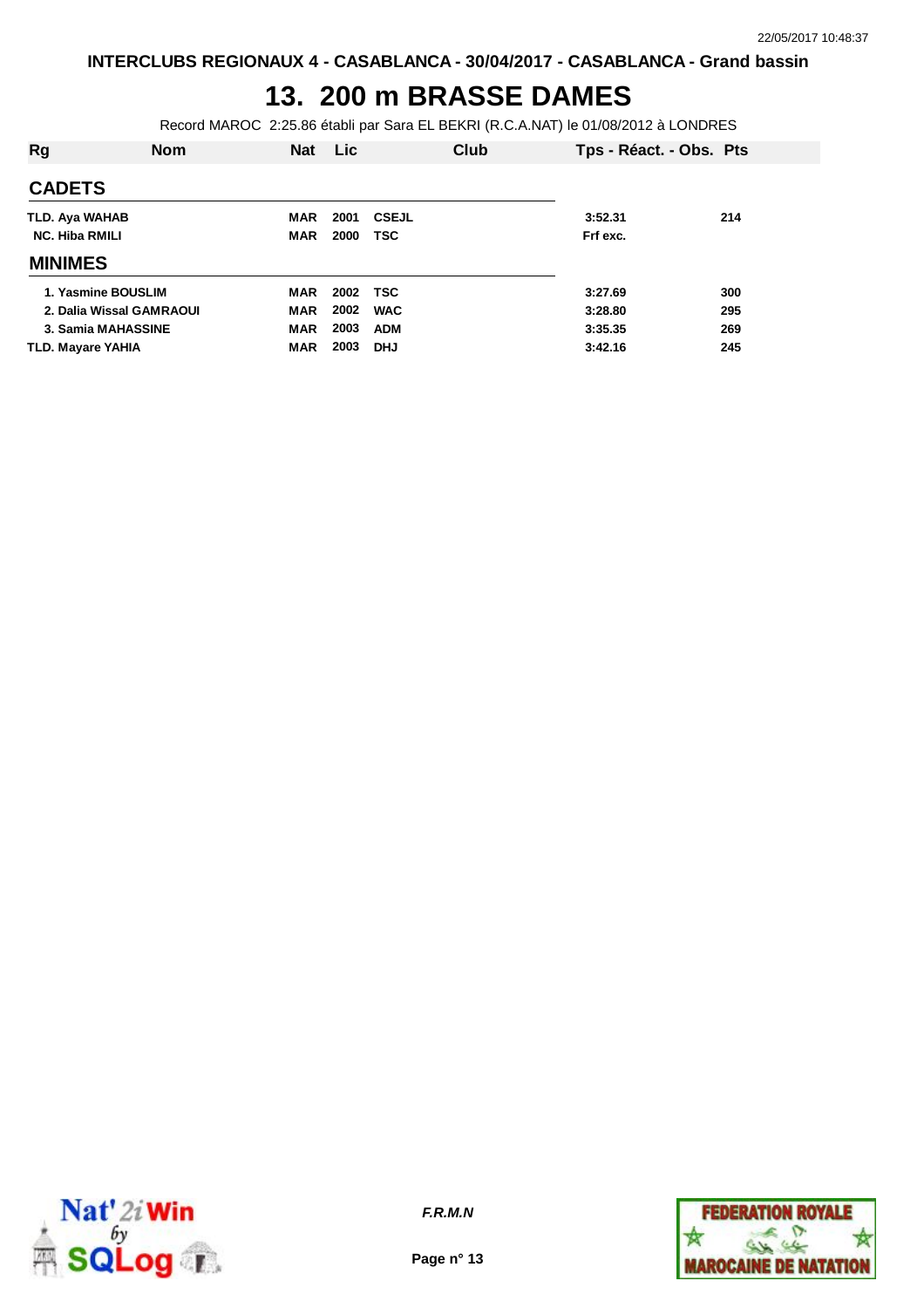# 13. 200 m BRASSE DAMES

Record MAROC 2:25.86 établi par Sara EL BEKRI (R.C.A.NAT) le 01/08/2012 à LONDRES

| Rg | Nom | Nat | Lic | Club | Tps - Réact. - Obs. | Pts |
|---|---|---|---|---|---|---|
| **CADETS** | | | | | | |
| TLD. | Aya WAHAB | MAR | 2001 | CSEJL | 3:52.31 | 214 |
| NC. | Hiba RMILI | MAR | 2000 | TSC | Frf exc. | |
| **MINIMES** | | | | | | |
| 1. | Yasmine BOUSLIM | MAR | 2002 | TSC | 3:27.69 | 300 |
| 2. | Dalia Wissal GAMRAOUI | MAR | 2002 | WAC | 3:28.80 | 295 |
| 3. | Samia MAHASSINE | MAR | 2003 | ADM | 3:35.35 | 269 |
| TLD. | Mayare YAHIA | MAR | 2003 | DHJ | 3:42.16 | 245 |

*F.R.M.N*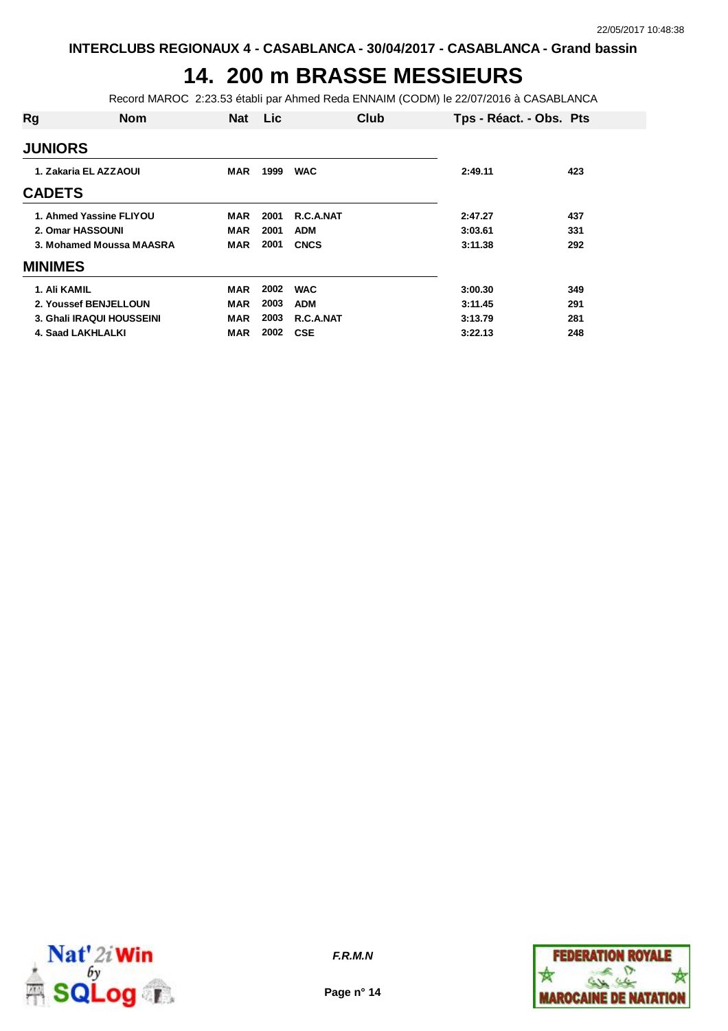INTERCLUBS REGIONAUX 4 - CASABLANCA - 30/04/2017 - CASABLANCA - Grand bassin

# 14. 200 m BRASSE MESSIEURS

Record MAROC 2:23.53 établi par Ahmed Reda ENNAIM (CODM) le 22/07/2016 à CASABLANCA

| Rg | Nom | Nat | Lic | Club | Tps - Réact. - Obs. | Pts |
|---|---|---|---|---|---|---|
| **JUNIORS** | | | | | | |
| 1. | Zakaria EL AZZAOUI | MAR | 1999 | WAC | 2:49.11 | 423 |
| **CADETS** | | | | | | |
| 1. | Ahmed Yassine FLIYOU | MAR | 2001 | R.C.A.NAT | 2:47.27 | 437 |
| 2. | Omar HASSOUNI | MAR | 2001 | ADM | 3:03.61 | 331 |
| 3. | Mohamed Moussa MAASRA | MAR | 2001 | CNCS | 3:11.38 | 292 |
| **MINIMES** | | | | | | |
| 1. | Ali KAMIL | MAR | 2002 | WAC | 3:00.30 | 349 |
| 2. | Youssef BENJELLOUN | MAR | 2003 | ADM | 3:11.45 | 291 |
| 3. | Ghali IRAQUI HOUSSEINI | MAR | 2003 | R.C.A.NAT | 3:13.79 | 281 |
| 4. | Saad LAKHLALKI | MAR | 2002 | CSE | 3:22.13 | 248 |

*F.R.M.N*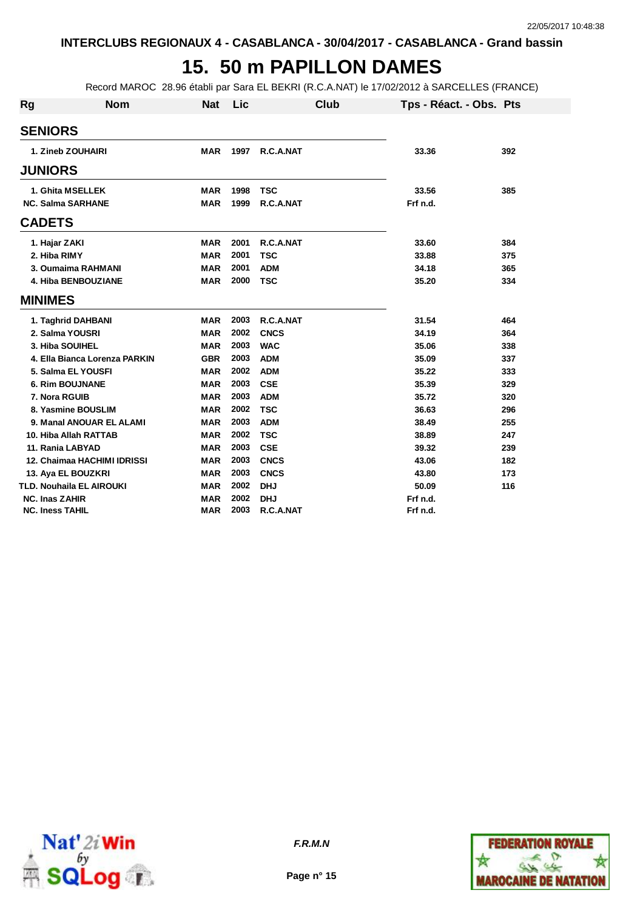INTERCLUBS REGIONAUX 4 - CASABLANCA - 30/04/2017 - CASABLANCA - Grand bassin

# 15. 50 m PAPILLON DAMES

Record MAROC 28.96 établi par Sara EL BEKRI (R.C.A.NAT) le 17/02/2012 à SARCELLES (FRANCE)

| Rg | Nom | Nat | Lic | Club | Tps - Réact. - Obs. | Pts |
|---|---|---|---|---|---|---|
| **SENIORS** | | | | | | |
| 1. | Zineb ZOUHAIRI | MAR | 1997 | R.C.A.NAT | 33.36 | 392 |
| **JUNIORS** | | | | | | |
| 1. | Ghita MSELLEK | MAR | 1998 | TSC | 33.56 | 385 |
| NC. | Salma SARHANE | MAR | 1999 | R.C.A.NAT | Frf n.d. | |
| **CADETS** | | | | | | |
| 1. | Hajar ZAKI | MAR | 2001 | R.C.A.NAT | 33.60 | 384 |
| 2. | Hiba RIMY | MAR | 2001 | TSC | 33.88 | 375 |
| 3. | Oumaima RAHMANI | MAR | 2001 | ADM | 34.18 | 365 |
| 4. | Hiba BENBOUZIANE | MAR | 2000 | TSC | 35.20 | 334 |
| **MINIMES** | | | | | | |
| 1. | Taghrid DAHBANI | MAR | 2003 | R.C.A.NAT | 31.54 | 464 |
| 2. | Salma YOUSRI | MAR | 2002 | CNCS | 34.19 | 364 |
| 3. | Hiba SOUIHEL | MAR | 2003 | WAC | 35.06 | 338 |
| 4. | Ella Bianca Lorenza PARKIN | GBR | 2003 | ADM | 35.09 | 337 |
| 5. | Salma EL YOUSFI | MAR | 2002 | ADM | 35.22 | 333 |
| 6. | Rim BOUJNANE | MAR | 2003 | CSE | 35.39 | 329 |
| 7. | Nora RGUIB | MAR | 2003 | ADM | 35.72 | 320 |
| 8. | Yasmine BOUSLIM | MAR | 2002 | TSC | 36.63 | 296 |
| 9. | Manal ANOUAR EL ALAMI | MAR | 2003 | ADM | 38.49 | 255 |
| 10. | Hiba Allah RATTAB | MAR | 2002 | TSC | 38.89 | 247 |
| 11. | Rania LABYAD | MAR | 2003 | CSE | 39.32 | 239 |
| 12. | Chaimaa HACHIMI IDRISSI | MAR | 2003 | CNCS | 43.06 | 182 |
| 13. | Aya EL BOUZKRI | MAR | 2003 | CNCS | 43.80 | 173 |
| TLD. | Nouhaila EL AIROUKI | MAR | 2002 | DHJ | 50.09 | 116 |
| NC. | Inas ZAHIR | MAR | 2002 | DHJ | Frf n.d. | |
| NC. | Iness TAHIL | MAR | 2003 | R.C.A.NAT | Frf n.d. | |

*F.R.M.N*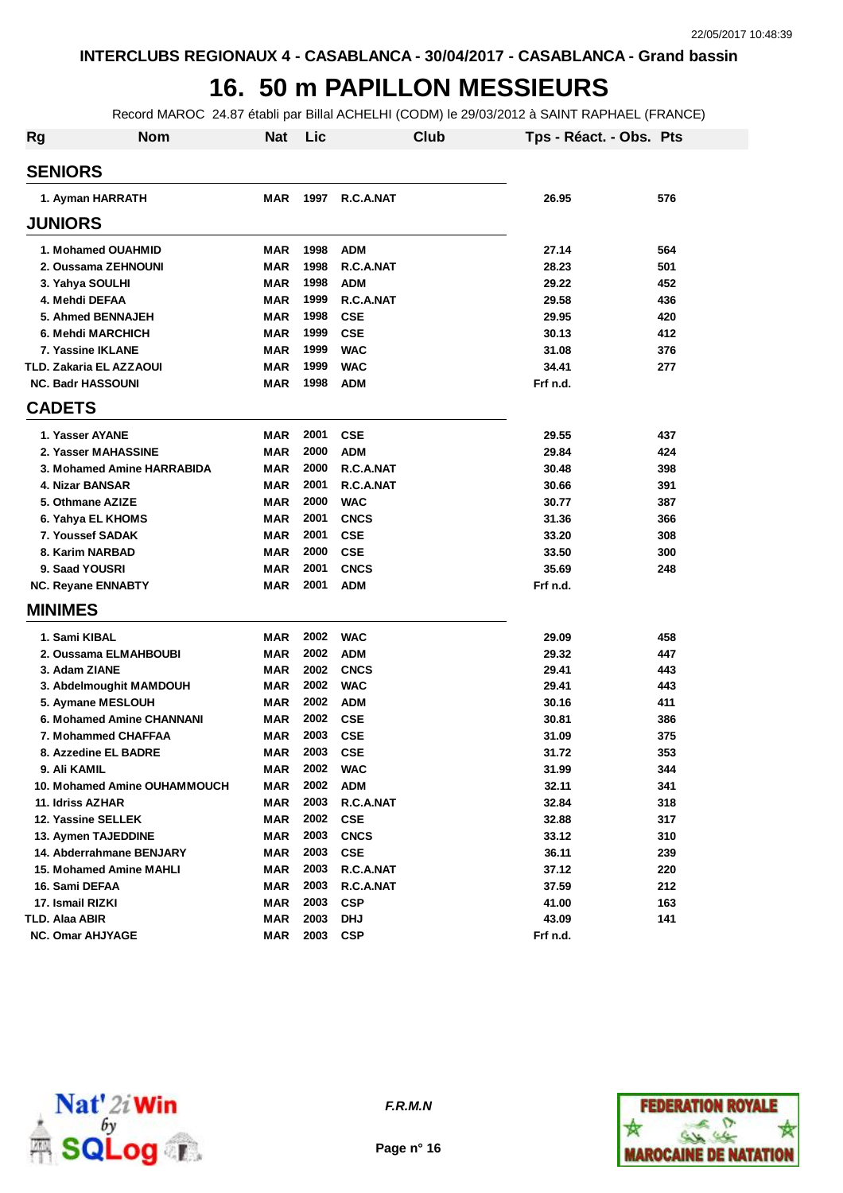INTERCLUBS REGIONAUX 4 - CASABLANCA - 30/04/2017 - CASABLANCA - Grand bassin

# 16. 50 m PAPILLON MESSIEURS

Record MAROC 24.87 établi par Billal ACHELHI (CODM) le 29/03/2012 à SAINT RAPHAEL (FRANCE)

| Rg | Nom | Nat | Lic | Club | Tps - Réact. - Obs. | Pts |
|---|---|---|---|---|---|---|
| **SENIORS** | | | | | | |
| 1. | Ayman HARRATH | MAR | 1997 | R.C.A.NAT | 26.95 | 576 |
| **JUNIORS** | | | | | | |
| 1. | Mohamed OUAHMID | MAR | 1998 | ADM | 27.14 | 564 |
| 2. | Oussama ZEHNOUNI | MAR | 1998 | R.C.A.NAT | 28.23 | 501 |
| 3. | Yahya SOULHI | MAR | 1998 | ADM | 29.22 | 452 |
| 4. | Mehdi DEFAA | MAR | 1999 | R.C.A.NAT | 29.58 | 436 |
| 5. | Ahmed BENNAJEH | MAR | 1998 | CSE | 29.95 | 420 |
| 6. | Mehdi MARCHICH | MAR | 1999 | CSE | 30.13 | 412 |
| 7. | Yassine IKLANE | MAR | 1999 | WAC | 31.08 | 376 |
| TLD. | Zakaria EL AZZAOUI | MAR | 1999 | WAC | 34.41 | 277 |
| NC. | Badr HASSOUNI | MAR | 1998 | ADM | Frf n.d. | |
| **CADETS** | | | | | | |
| 1. | Yasser AYANE | MAR | 2001 | CSE | 29.55 | 437 |
| 2. | Yasser MAHASSINE | MAR | 2000 | ADM | 29.84 | 424 |
| 3. | Mohamed Amine HARRABIDA | MAR | 2000 | R.C.A.NAT | 30.48 | 398 |
| 4. | Nizar BANSAR | MAR | 2001 | R.C.A.NAT | 30.66 | 391 |
| 5. | Othmane AZIZE | MAR | 2000 | WAC | 30.77 | 387 |
| 6. | Yahya EL KHOMS | MAR | 2001 | CNCS | 31.36 | 366 |
| 7. | Youssef SADAK | MAR | 2001 | CSE | 33.20 | 308 |
| 8. | Karim NARBAD | MAR | 2000 | CSE | 33.50 | 300 |
| 9. | Saad YOUSRI | MAR | 2001 | CNCS | 35.69 | 248 |
| NC. | Reyane ENNABTY | MAR | 2001 | ADM | Frf n.d. | |
| **MINIMES** | | | | | | |
| 1. | Sami KIBAL | MAR | 2002 | WAC | 29.09 | 458 |
| 2. | Oussama ELMAHBOUBI | MAR | 2002 | ADM | 29.32 | 447 |
| 3. | Adam ZIANE | MAR | 2002 | CNCS | 29.41 | 443 |
| 3. | Abdelmoughit MAMDOUH | MAR | 2002 | WAC | 29.41 | 443 |
| 5. | Aymane MESLOUH | MAR | 2002 | ADM | 30.16 | 411 |
| 6. | Mohamed Amine CHANNANI | MAR | 2002 | CSE | 30.81 | 386 |
| 7. | Mohammed CHAFFAA | MAR | 2003 | CSE | 31.09 | 375 |
| 8. | Azzedine EL BADRE | MAR | 2003 | CSE | 31.72 | 353 |
| 9. | Ali KAMIL | MAR | 2002 | WAC | 31.99 | 344 |
| 10. | Mohamed Amine OUHAMMOUCH | MAR | 2002 | ADM | 32.11 | 341 |
| 11. | Idriss AZHAR | MAR | 2003 | R.C.A.NAT | 32.84 | 318 |
| 12. | Yassine SELLEK | MAR | 2002 | CSE | 32.88 | 317 |
| 13. | Aymen TAJEDDINE | MAR | 2003 | CNCS | 33.12 | 310 |
| 14. | Abderrahmane BENJARY | MAR | 2003 | CSE | 36.11 | 239 |
| 15. | Mohamed Amine MAHLI | MAR | 2003 | R.C.A.NAT | 37.12 | 220 |
| 16. | Sami DEFAA | MAR | 2003 | R.C.A.NAT | 37.59 | 212 |
| 17. | Ismail RIZKI | MAR | 2003 | CSP | 41.00 | 163 |
| TLD. | Alaa ABIR | MAR | 2003 | DHJ | 43.09 | 141 |
| NC. | Omar AHJYAGE | MAR | 2003 | CSP | Frf n.d. | |

F.R.M.N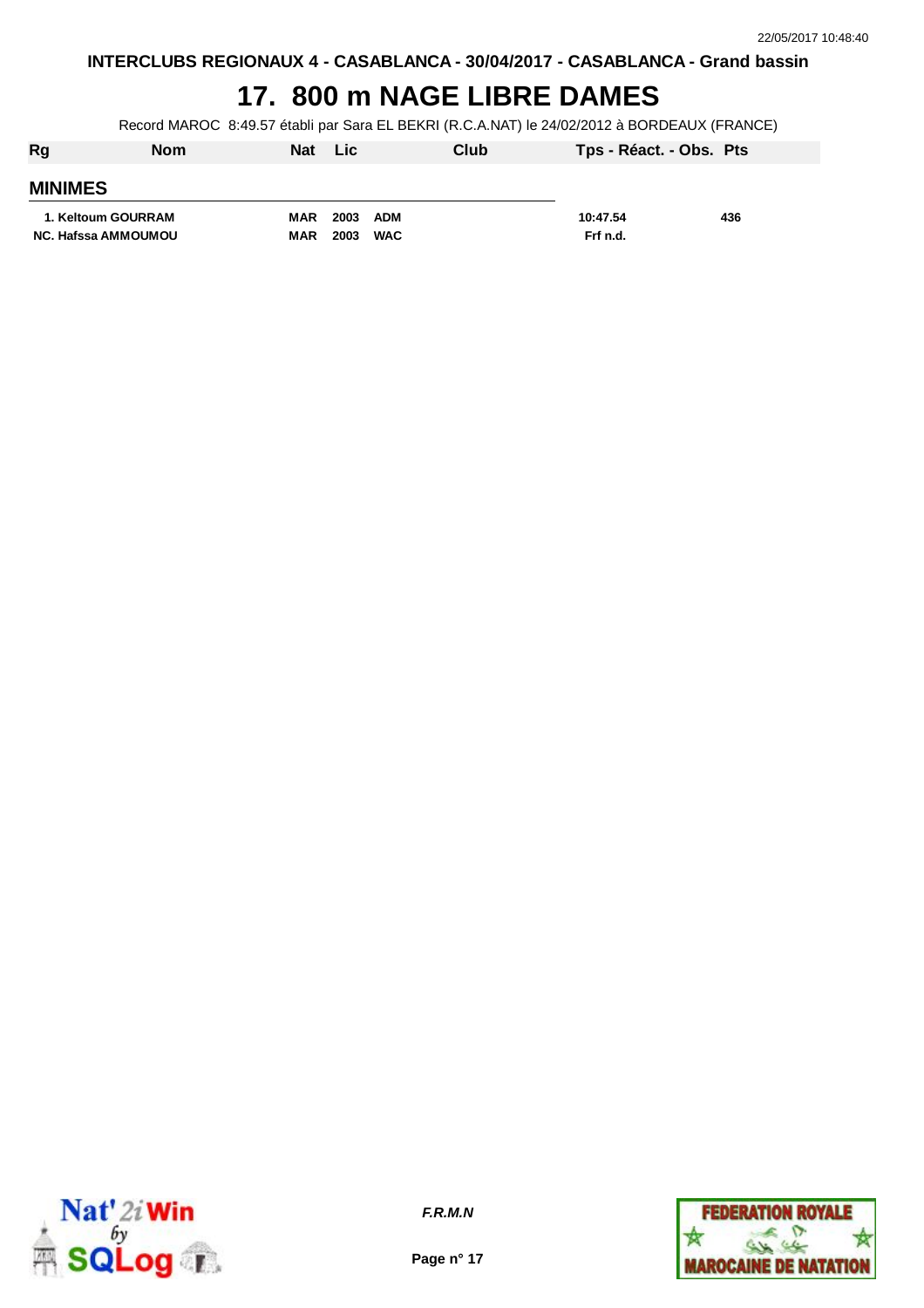INTERCLUBS REGIONAUX 4 - CASABLANCA - 30/04/2017 - CASABLANCA - Grand bassin

# 17. 800 m NAGE LIBRE DAMES

Record MAROC 8:49.57 établi par Sara EL BEKRI (R.C.A.NAT) le 24/02/2012 à BORDEAUX (FRANCE)

| Rg | Nom | Nat | Lic | Club | Tps - Réact. - Obs. | Pts |
|---|---|---|---|---|---|---|
| **MINIMES** | | | | | | |
| 1. | Keltoum GOURRAM | MAR | 2003 | ADM | 10:47.54 | 436 |
| NC. | Hafssa AMMOUMOU | MAR | 2003 | WAC | Frf n.d. | |

F.R.M.N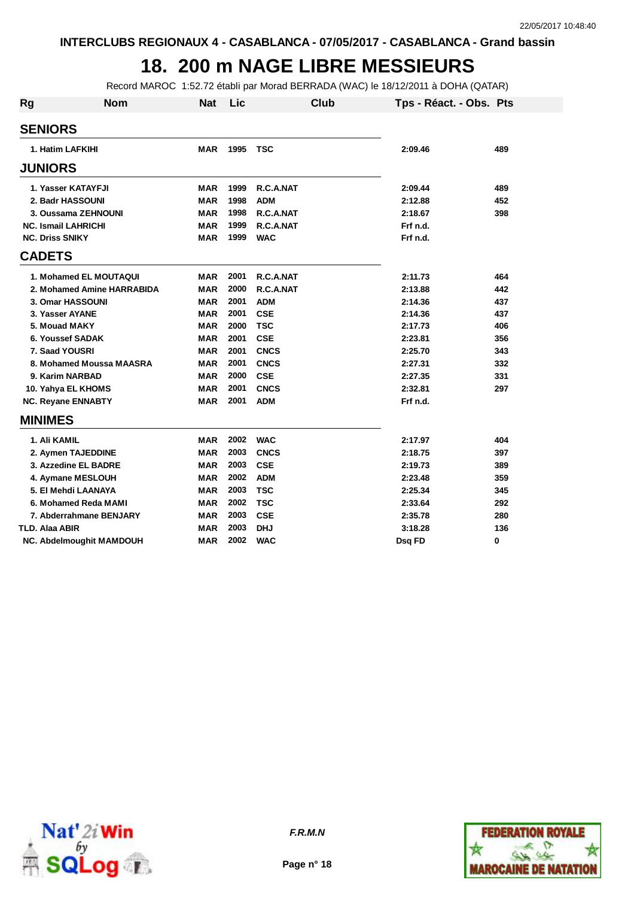INTERCLUBS REGIONAUX 4 - CASABLANCA - 07/05/2017 - CASABLANCA - Grand bassin

# 18. 200 m NAGE LIBRE MESSIEURS

Record MAROC 1:52.72 établi par Morad BERRADA (WAC) le 18/12/2011 à DOHA (QATAR)

| Rg | Nom | Nat | Lic | Club | Tps - Réact. - Obs. | Pts |
|---|---|---|---|---|---|---|
| **SENIORS** | | | | | | |
| 1. | Hatim LAFKIHI | MAR | 1995 | TSC | 2:09.46 | 489 |
| **JUNIORS** | | | | | | |
| 1. | Yasser KATAYFJI | MAR | 1999 | R.C.A.NAT | 2:09.44 | 489 |
| 2. | Badr HASSOUNI | MAR | 1998 | ADM | 2:12.88 | 452 |
| 3. | Oussama ZEHNOUNI | MAR | 1998 | R.C.A.NAT | 2:18.67 | 398 |
| NC. | Ismail LAHRICHI | MAR | 1999 | R.C.A.NAT | Frf n.d. | |
| NC. | Driss SNIKY | MAR | 1999 | WAC | Frf n.d. | |
| **CADETS** | | | | | | |
| 1. | Mohamed EL MOUTAQUI | MAR | 2001 | R.C.A.NAT | 2:11.73 | 464 |
| 2. | Mohamed Amine HARRABIDA | MAR | 2000 | R.C.A.NAT | 2:13.88 | 442 |
| 3. | Omar HASSOUNI | MAR | 2001 | ADM | 2:14.36 | 437 |
| 3. | Yasser AYANE | MAR | 2001 | CSE | 2:14.36 | 437 |
| 5. | Mouad MAKY | MAR | 2000 | TSC | 2:17.73 | 406 |
| 6. | Youssef SADAK | MAR | 2001 | CSE | 2:23.81 | 356 |
| 7. | Saad YOUSRI | MAR | 2001 | CNCS | 2:25.70 | 343 |
| 8. | Mohamed Moussa MAASRA | MAR | 2001 | CNCS | 2:27.31 | 332 |
| 9. | Karim NARBAD | MAR | 2000 | CSE | 2:27.35 | 331 |
| 10. | Yahya EL KHOMS | MAR | 2001 | CNCS | 2:32.81 | 297 |
| NC. | Reyane ENNABTY | MAR | 2001 | ADM | Frf n.d. | |
| **MINIMES** | | | | | | |
| 1. | Ali KAMIL | MAR | 2002 | WAC | 2:17.97 | 404 |
| 2. | Aymen TAJEDDINE | MAR | 2003 | CNCS | 2:18.75 | 397 |
| 3. | Azzedine EL BADRE | MAR | 2003 | CSE | 2:19.73 | 389 |
| 4. | Aymane MESLOUH | MAR | 2002 | ADM | 2:23.48 | 359 |
| 5. | El Mehdi LAANAYA | MAR | 2003 | TSC | 2:25.34 | 345 |
| 6. | Mohamed Reda MAMI | MAR | 2002 | TSC | 2:33.64 | 292 |
| 7. | Abderrahmane BENJARY | MAR | 2003 | CSE | 2:35.78 | 280 |
| TLD. | Alaa ABIR | MAR | 2003 | DHJ | 3:18.28 | 136 |
| NC. | Abdelmoughit MAMDOUH | MAR | 2002 | WAC | Dsq FD | 0 |

F.R.M.N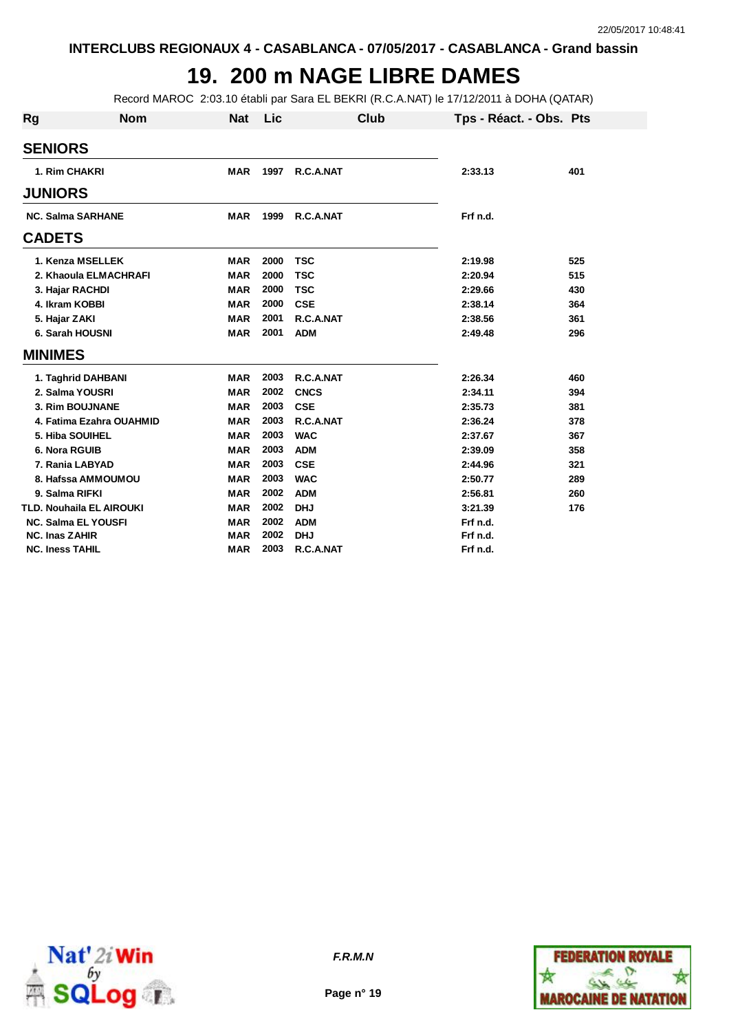INTERCLUBS REGIONAUX 4 - CASABLANCA - 07/05/2017 - CASABLANCA - Grand bassin

# 19. 200 m NAGE LIBRE DAMES

Record MAROC 2:03.10 établi par Sara EL BEKRI (R.C.A.NAT) le 17/12/2011 à DOHA (QATAR)

| Rg | Nom | Nat | Lic | Club | Tps - Réact. - Obs. | Pts |
|---|---|---|---|---|---|---|
| **SENIORS** | | | | | | |
| 1. | Rim CHAKRI | MAR | 1997 | R.C.A.NAT | 2:33.13 | 401 |
| **JUNIORS** | | | | | | |
| NC. | Salma SARHANE | MAR | 1999 | R.C.A.NAT | Frf n.d. | |
| **CADETS** | | | | | | |
| 1. | Kenza MSELLEK | MAR | 2000 | TSC | 2:19.98 | 525 |
| 2. | Khaoula ELMACHRAFI | MAR | 2000 | TSC | 2:20.94 | 515 |
| 3. | Hajar RACHDI | MAR | 2000 | TSC | 2:29.66 | 430 |
| 4. | Ikram KOBBI | MAR | 2000 | CSE | 2:38.14 | 364 |
| 5. | Hajar ZAKI | MAR | 2001 | R.C.A.NAT | 2:38.56 | 361 |
| 6. | Sarah HOUSNI | MAR | 2001 | ADM | 2:49.48 | 296 |
| **MINIMES** | | | | | | |
| 1. | Taghrid DAHBANI | MAR | 2003 | R.C.A.NAT | 2:26.34 | 460 |
| 2. | Salma YOUSRI | MAR | 2002 | CNCS | 2:34.11 | 394 |
| 3. | Rim BOUJNANE | MAR | 2003 | CSE | 2:35.73 | 381 |
| 4. | Fatima Ezahra OUAHMID | MAR | 2003 | R.C.A.NAT | 2:36.24 | 378 |
| 5. | Hiba SOUIHEL | MAR | 2003 | WAC | 2:37.67 | 367 |
| 6. | Nora RGUIB | MAR | 2003 | ADM | 2:39.09 | 358 |
| 7. | Rania LABYAD | MAR | 2003 | CSE | 2:44.96 | 321 |
| 8. | Hafssa AMMOUMOU | MAR | 2003 | WAC | 2:50.77 | 289 |
| 9. | Salma RIFKI | MAR | 2002 | ADM | 2:56.81 | 260 |
| TLD. | Nouhaila EL AIROUKI | MAR | 2002 | DHJ | 3:21.39 | 176 |
| NC. | Salma EL YOUSFI | MAR | 2002 | ADM | Frf n.d. | |
| NC. | Inas ZAHIR | MAR | 2002 | DHJ | Frf n.d. | |
| NC. | Iness TAHIL | MAR | 2003 | R.C.A.NAT | Frf n.d. | |

*F.R.M.N*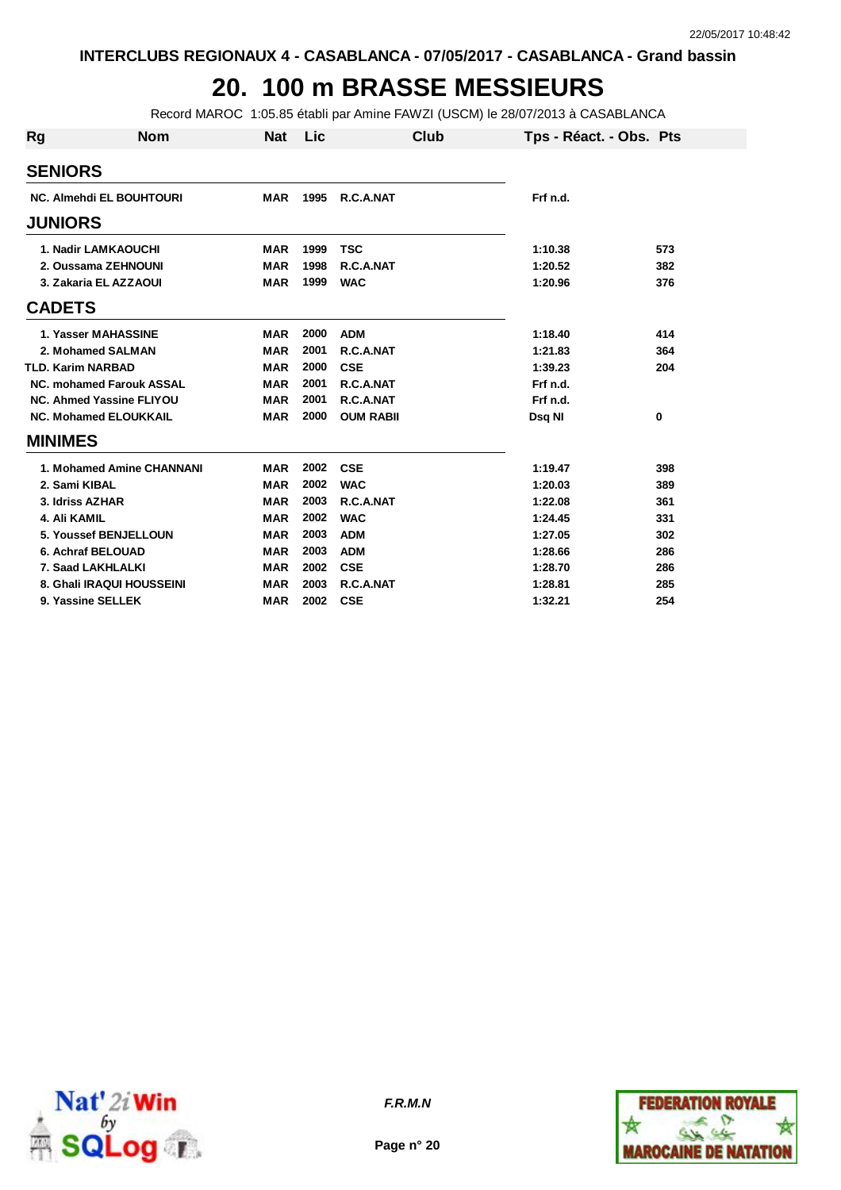INTERCLUBS REGIONAUX 4 - CASABLANCA - 07/05/2017 - CASABLANCA - Grand bassin

# 20. 100 m BRASSE MESSIEURS

Record MAROC 1:05.85 établi par Amine FAWZI (USCM) le 28/07/2013 à CASABLANCA

| Rg | Nom | Nat | Lic | Club | Tps - Réact. - Obs. | Pts |
|---|---|---|---|---|---|---|
| **SENIORS** | | | | | | |
| NC. | Almehdi EL BOUHTOURI | MAR | 1995 | R.C.A.NAT | Frf n.d. | |
| **JUNIORS** | | | | | | |
| 1. | Nadir LAMKAOUCHI | MAR | 1999 | TSC | 1:10.38 | 573 |
| 2. | Oussama ZEHNOUNI | MAR | 1998 | R.C.A.NAT | 1:20.52 | 382 |
| 3. | Zakaria EL AZZAOUI | MAR | 1999 | WAC | 1:20.96 | 376 |
| **CADETS** | | | | | | |
| 1. | Yasser MAHASSINE | MAR | 2000 | ADM | 1:18.40 | 414 |
| 2. | Mohamed SALMAN | MAR | 2001 | R.C.A.NAT | 1:21.83 | 364 |
| TLD. | Karim NARBAD | MAR | 2000 | CSE | 1:39.23 | 204 |
| NC. | mohamed Farouk ASSAL | MAR | 2001 | R.C.A.NAT | Frf n.d. | |
| NC. | Ahmed Yassine FLIYOU | MAR | 2001 | R.C.A.NAT | Frf n.d. | |
| NC. | Mohamed ELOUKKAIL | MAR | 2000 | OUM RABII | Dsq NI | 0 |
| **MINIMES** | | | | | | |
| 1. | Mohamed Amine CHANNANI | MAR | 2002 | CSE | 1:19.47 | 398 |
| 2. | Sami KIBAL | MAR | 2002 | WAC | 1:20.03 | 389 |
| 3. | Idriss AZHAR | MAR | 2003 | R.C.A.NAT | 1:22.08 | 361 |
| 4. | Ali KAMIL | MAR | 2002 | WAC | 1:24.45 | 331 |
| 5. | Youssef BENJELLOUN | MAR | 2003 | ADM | 1:27.05 | 302 |
| 6. | Achraf BELOUAD | MAR | 2003 | ADM | 1:28.66 | 286 |
| 7. | Saad LAKHLALKI | MAR | 2002 | CSE | 1:28.70 | 286 |
| 8. | Ghali IRAQUI HOUSSEINI | MAR | 2003 | R.C.A.NAT | 1:28.81 | 285 |
| 9. | Yassine SELLEK | MAR | 2002 | CSE | 1:32.21 | 254 |

*F.R.M.N*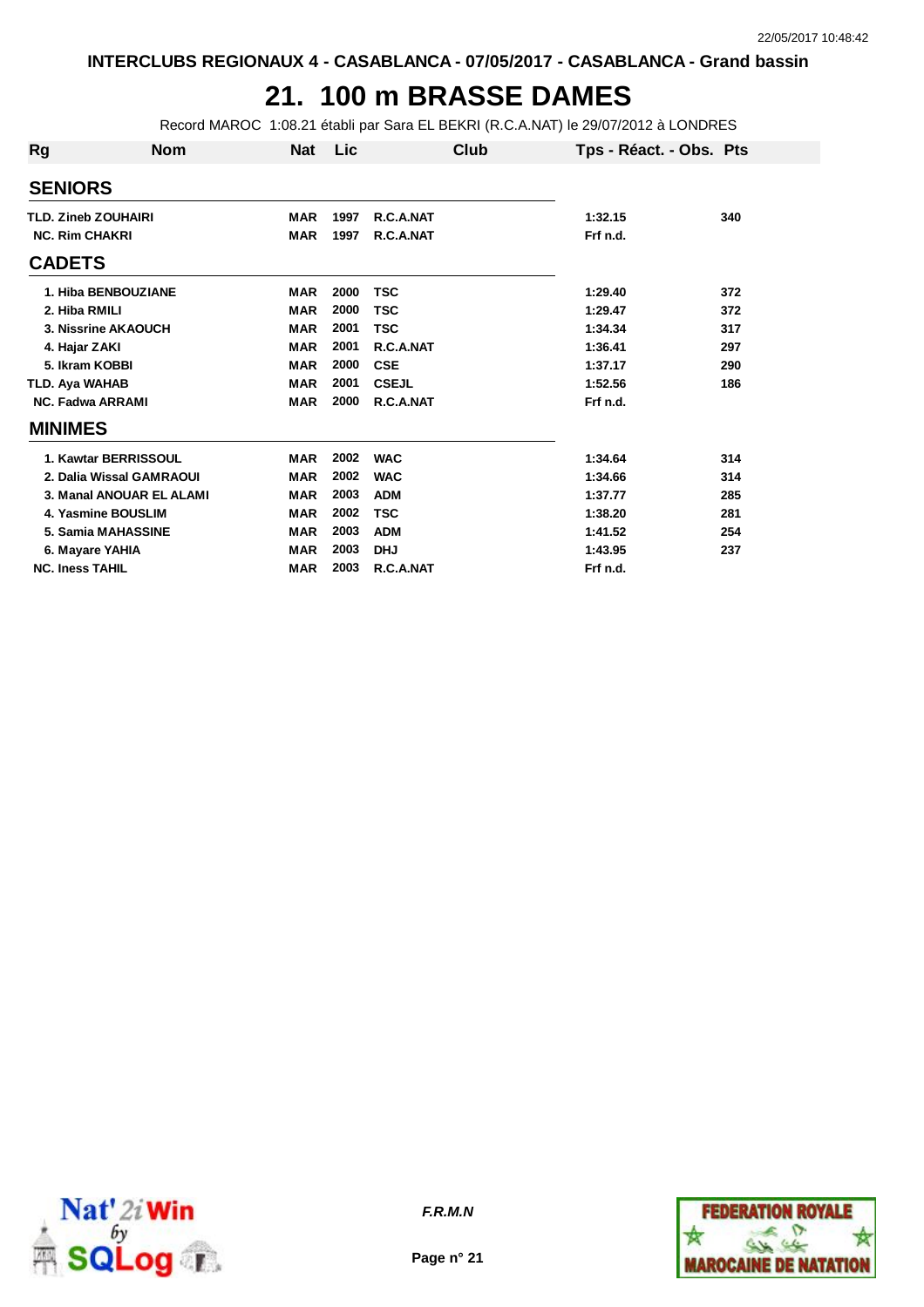INTERCLUBS REGIONAUX 4 - CASABLANCA - 07/05/2017 - CASABLANCA - Grand bassin

# 21. 100 m BRASSE DAMES

Record MAROC 1:08.21 établi par Sara EL BEKRI (R.C.A.NAT) le 29/07/2012 à LONDRES

| Rg | Nom | Nat | Lic | Club | Tps - Réact. - Obs. | Pts |
|---|---|---|---|---|---|---|
| **SENIORS** | | | | | | |
| TLD. | Zineb ZOUHAIRI | MAR | 1997 | R.C.A.NAT | 1:32.15 | 340 |
| NC. | Rim CHAKRI | MAR | 1997 | R.C.A.NAT | Frf n.d. | |
| **CADETS** | | | | | | |
| 1. | Hiba BENBOUZIANE | MAR | 2000 | TSC | 1:29.40 | 372 |
| 2. | Hiba RMILI | MAR | 2000 | TSC | 1:29.47 | 372 |
| 3. | Nissrine AKAOUCH | MAR | 2001 | TSC | 1:34.34 | 317 |
| 4. | Hajar ZAKI | MAR | 2001 | R.C.A.NAT | 1:36.41 | 297 |
| 5. | Ikram KOBBI | MAR | 2000 | CSE | 1:37.17 | 290 |
| TLD. | Aya WAHAB | MAR | 2001 | CSEJL | 1:52.56 | 186 |
| NC. | Fadwa ARRAMI | MAR | 2000 | R.C.A.NAT | Frf n.d. | |
| **MINIMES** | | | | | | |
| 1. | Kawtar BERRISSOUL | MAR | 2002 | WAC | 1:34.64 | 314 |
| 2. | Dalia Wissal GAMRAOUI | MAR | 2002 | WAC | 1:34.66 | 314 |
| 3. | Manal ANOUAR EL ALAMI | MAR | 2003 | ADM | 1:37.77 | 285 |
| 4. | Yasmine BOUSLIM | MAR | 2002 | TSC | 1:38.20 | 281 |
| 5. | Samia MAHASSINE | MAR | 2003 | ADM | 1:41.52 | 254 |
| 6. | Mayare YAHIA | MAR | 2003 | DHJ | 1:43.95 | 237 |
| NC. | Iness TAHIL | MAR | 2003 | R.C.A.NAT | Frf n.d. | |

*F.R.M.N*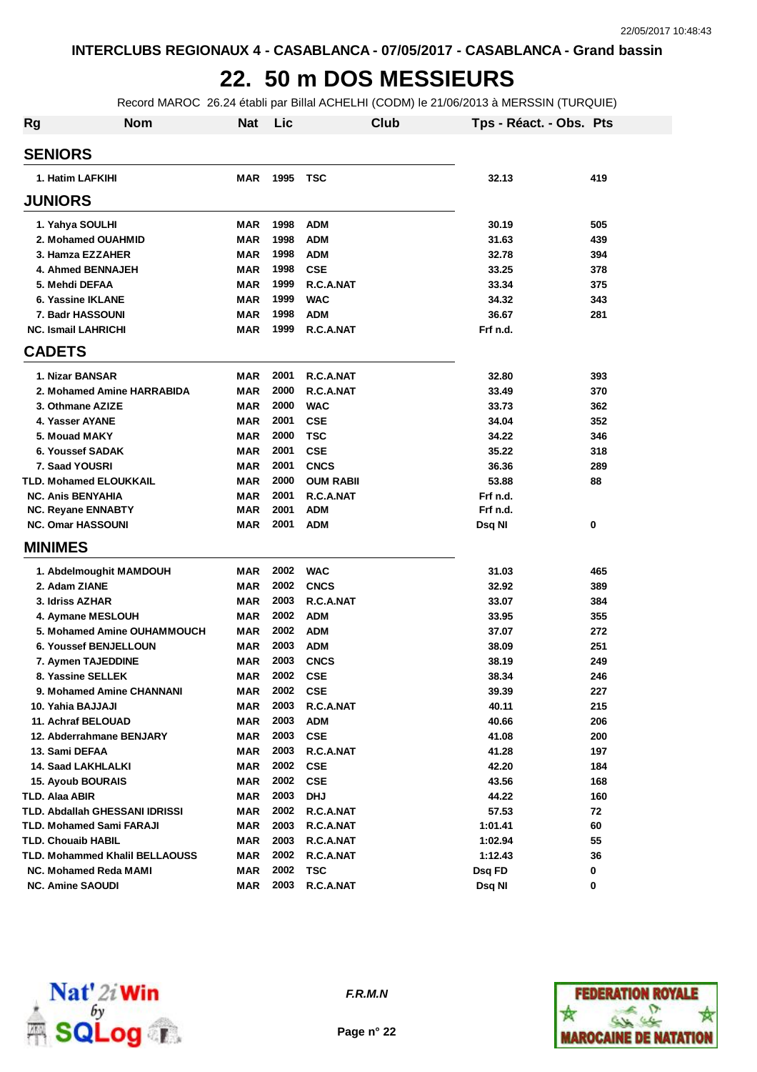INTERCLUBS REGIONAUX 4 - CASABLANCA - 07/05/2017 - CASABLANCA - Grand bassin

# 22. 50 m DOS MESSIEURS

Record MAROC 26.24 établi par Billal ACHELHI (CODM) le 21/06/2013 à MERSSIN (TURQUIE)

| Rg | Nom | Nat | Lic | Club | Tps - Réact. - Obs. | Pts |
|---|---|---|---|---|---|---|
| **SENIORS** | | | | | | |
| 1. | Hatim LAFKIHI | MAR | 1995 | TSC | 32.13 | 419 |
| **JUNIORS** | | | | | | |
| 1. | Yahya SOULHI | MAR | 1998 | ADM | 30.19 | 505 |
| 2. | Mohamed OUAHMID | MAR | 1998 | ADM | 31.63 | 439 |
| 3. | Hamza EZZAHER | MAR | 1998 | ADM | 32.78 | 394 |
| 4. | Ahmed BENNAJEH | MAR | 1998 | CSE | 33.25 | 378 |
| 5. | Mehdi DEFAA | MAR | 1999 | R.C.A.NAT | 33.34 | 375 |
| 6. | Yassine IKLANE | MAR | 1999 | WAC | 34.32 | 343 |
| 7. | Badr HASSOUNI | MAR | 1998 | ADM | 36.67 | 281 |
| NC. | Ismail LAHRICHI | MAR | 1999 | R.C.A.NAT | Frf n.d. | |
| **CADETS** | | | | | | |
| 1. | Nizar BANSAR | MAR | 2001 | R.C.A.NAT | 32.80 | 393 |
| 2. | Mohamed Amine HARRABIDA | MAR | 2000 | R.C.A.NAT | 33.49 | 370 |
| 3. | Othmane AZIZE | MAR | 2000 | WAC | 33.73 | 362 |
| 4. | Yasser AYANE | MAR | 2001 | CSE | 34.04 | 352 |
| 5. | Mouad MAKY | MAR | 2000 | TSC | 34.22 | 346 |
| 6. | Youssef SADAK | MAR | 2001 | CSE | 35.22 | 318 |
| 7. | Saad YOUSRI | MAR | 2001 | CNCS | 36.36 | 289 |
| TLD. | Mohamed ELOUKKAIL | MAR | 2000 | OUM RABII | 53.88 | 88 |
| NC. | Anis BENYAHIA | MAR | 2001 | R.C.A.NAT | Frf n.d. | |
| NC. | Reyane ENNABTY | MAR | 2001 | ADM | Frf n.d. | |
| NC. | Omar HASSOUNI | MAR | 2001 | ADM | Dsq NI | 0 |
| **MINIMES** | | | | | | |
| 1. | Abdelmoughit MAMDOUH | MAR | 2002 | WAC | 31.03 | 465 |
| 2. | Adam ZIANE | MAR | 2002 | CNCS | 32.92 | 389 |
| 3. | Idriss AZHAR | MAR | 2003 | R.C.A.NAT | 33.07 | 384 |
| 4. | Aymane MESLOUH | MAR | 2002 | ADM | 33.95 | 355 |
| 5. | Mohamed Amine OUHAMMOUCH | MAR | 2002 | ADM | 37.07 | 272 |
| 6. | Youssef BENJELLOUN | MAR | 2003 | ADM | 38.09 | 251 |
| 7. | Aymen TAJEDDINE | MAR | 2003 | CNCS | 38.19 | 249 |
| 8. | Yassine SELLEK | MAR | 2002 | CSE | 38.34 | 246 |
| 9. | Mohamed Amine CHANNANI | MAR | 2002 | CSE | 39.39 | 227 |
| 10. | Yahia BAJJAJI | MAR | 2003 | R.C.A.NAT | 40.11 | 215 |
| 11. | Achraf BELOUAD | MAR | 2003 | ADM | 40.66 | 206 |
| 12. | Abderrahmane BENJARY | MAR | 2003 | CSE | 41.08 | 200 |
| 13. | Sami DEFAA | MAR | 2003 | R.C.A.NAT | 41.28 | 197 |
| 14. | Saad LAKHLALKI | MAR | 2002 | CSE | 42.20 | 184 |
| 15. | Ayoub BOURAIS | MAR | 2002 | CSE | 43.56 | 168 |
| TLD. | Alaa ABIR | MAR | 2003 | DHJ | 44.22 | 160 |
| TLD. | Abdallah GHESSANI IDRISSI | MAR | 2002 | R.C.A.NAT | 57.53 | 72 |
| TLD. | Mohamed Sami FARAJI | MAR | 2003 | R.C.A.NAT | 1:01.41 | 60 |
| TLD. | Chouaib HABIL | MAR | 2003 | R.C.A.NAT | 1:02.94 | 55 |
| TLD. | Mohammed Khalil BELLAOUSS | MAR | 2002 | R.C.A.NAT | 1:12.43 | 36 |
| NC. | Mohamed Reda MAMI | MAR | 2002 | TSC | Dsq FD | 0 |
| NC. | Amine SAOUDI | MAR | 2003 | R.C.A.NAT | Dsq NI | 0 |

*F.R.M.N*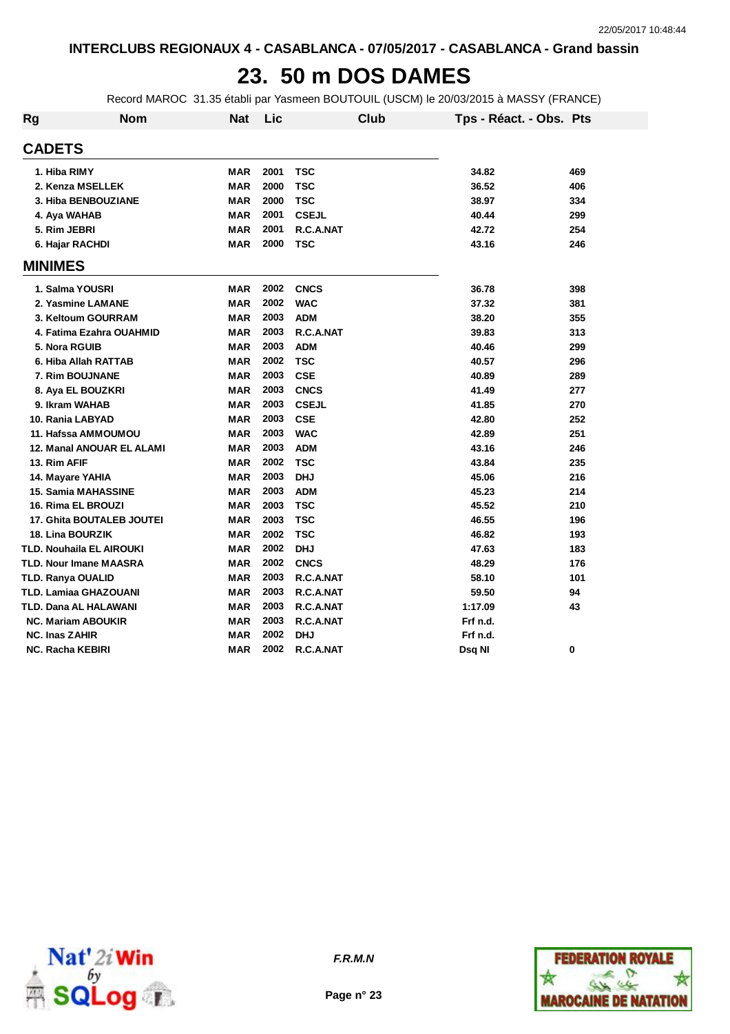INTERCLUBS REGIONAUX 4 - CASABLANCA - 07/05/2017 - CASABLANCA - Grand bassin

# 23. 50 m DOS DAMES

Record MAROC 31.35 établi par Yasmeen BOUTOUIL (USCM) le 20/03/2015 à MASSY (FRANCE)

| Rg | Nom | Nat | Lic | Club | Tps - Réact. - Obs. | Pts |
|---|---|---|---|---|---|---|
| **CADETS** | | | | | | |
| 1. | Hiba RIMY | MAR | 2001 | TSC | 34.82 | 469 |
| 2. | Kenza MSELLEK | MAR | 2000 | TSC | 36.52 | 406 |
| 3. | Hiba BENBOUZIANE | MAR | 2000 | TSC | 38.97 | 334 |
| 4. | Aya WAHAB | MAR | 2001 | CSEJL | 40.44 | 299 |
| 5. | Rim JEBRI | MAR | 2001 | R.C.A.NAT | 42.72 | 254 |
| 6. | Hajar RACHDI | MAR | 2000 | TSC | 43.16 | 246 |
| **MINIMES** | | | | | | |
| 1. | Salma YOUSRI | MAR | 2002 | CNCS | 36.78 | 398 |
| 2. | Yasmine LAMANE | MAR | 2002 | WAC | 37.32 | 381 |
| 3. | Keltoum GOURRAM | MAR | 2003 | ADM | 38.20 | 355 |
| 4. | Fatima Ezahra OUAHMID | MAR | 2003 | R.C.A.NAT | 39.83 | 313 |
| 5. | Nora RGUIB | MAR | 2003 | ADM | 40.46 | 299 |
| 6. | Hiba Allah RATTAB | MAR | 2002 | TSC | 40.57 | 296 |
| 7. | Rim BOUJNANE | MAR | 2003 | CSE | 40.89 | 289 |
| 8. | Aya EL BOUZKRI | MAR | 2003 | CNCS | 41.49 | 277 |
| 9. | Ikram WAHAB | MAR | 2003 | CSEJL | 41.85 | 270 |
| 10. | Rania LABYAD | MAR | 2003 | CSE | 42.80 | 252 |
| 11. | Hafssa AMMOUMOU | MAR | 2003 | WAC | 42.89 | 251 |
| 12. | Manal ANOUAR EL ALAMI | MAR | 2003 | ADM | 43.16 | 246 |
| 13. | Rim AFIF | MAR | 2002 | TSC | 43.84 | 235 |
| 14. | Mayare YAHIA | MAR | 2003 | DHJ | 45.06 | 216 |
| 15. | Samia MAHASSINE | MAR | 2003 | ADM | 45.23 | 214 |
| 16. | Rima EL BROUZI | MAR | 2003 | TSC | 45.52 | 210 |
| 17. | Ghita BOUTALEB JOUTEI | MAR | 2003 | TSC | 46.55 | 196 |
| 18. | Lina BOURZIK | MAR | 2002 | TSC | 46.82 | 193 |
| TLD. | Nouhaila EL AIROUKI | MAR | 2002 | DHJ | 47.63 | 183 |
| TLD. | Nour Imane MAASRA | MAR | 2002 | CNCS | 48.29 | 176 |
| TLD. | Ranya OUALID | MAR | 2003 | R.C.A.NAT | 58.10 | 101 |
| TLD. | Lamiaa GHAZOUANI | MAR | 2003 | R.C.A.NAT | 59.50 | 94 |
| TLD. | Dana AL HALAWANI | MAR | 2003 | R.C.A.NAT | 1:17.09 | 43 |
| NC. | Mariam ABOUKIR | MAR | 2003 | R.C.A.NAT | Frf n.d. | |
| NC. | Inas ZAHIR | MAR | 2002 | DHJ | Frf n.d. | |
| NC. | Racha KEBIRI | MAR | 2002 | R.C.A.NAT | Dsq NI | 0 |

F.R.M.N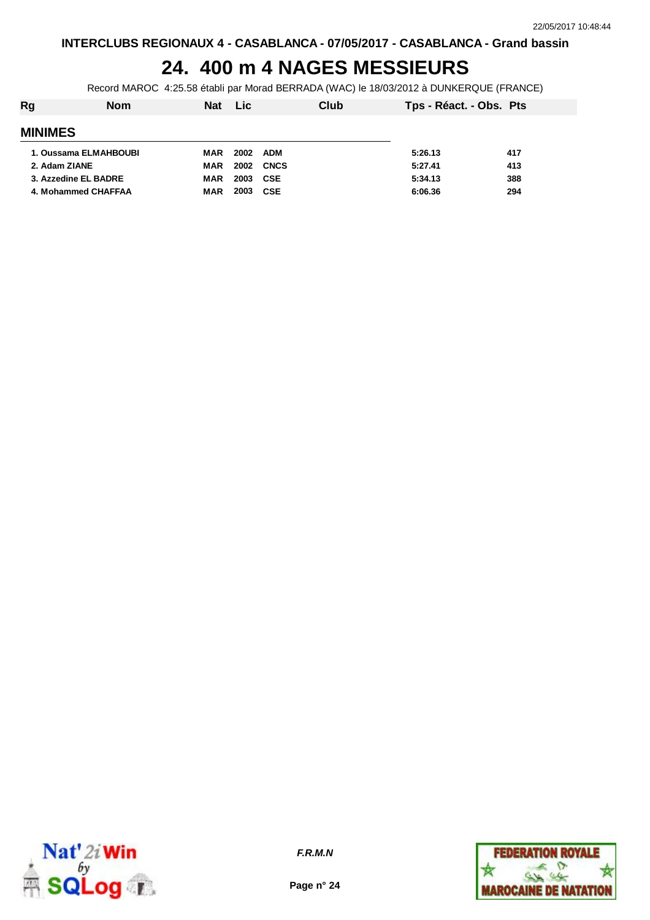# 24. 400 m 4 NAGES MESSIEURS

Record MAROC 4:25.58 établi par Morad BERRADA (WAC) le 18/03/2012 à DUNKERQUE (FRANCE)

| Rg | Nom | Nat | Lic | Club | Tps - Réact. - Obs. | Pts |
|---|---|---|---|---|---|---|
| **MINIMES** | | | | | | |
| 1. | Oussama ELMAHBOUBI | MAR | 2002 | ADM | 5:26.13 | 417 |
| 2. | Adam ZIANE | MAR | 2002 | CNCS | 5:27.41 | 413 |
| 3. | Azzedine EL BADRE | MAR | 2003 | CSE | 5:34.13 | 388 |
| 4. | Mohammed CHAFFAA | MAR | 2003 | CSE | 6:06.36 | 294 |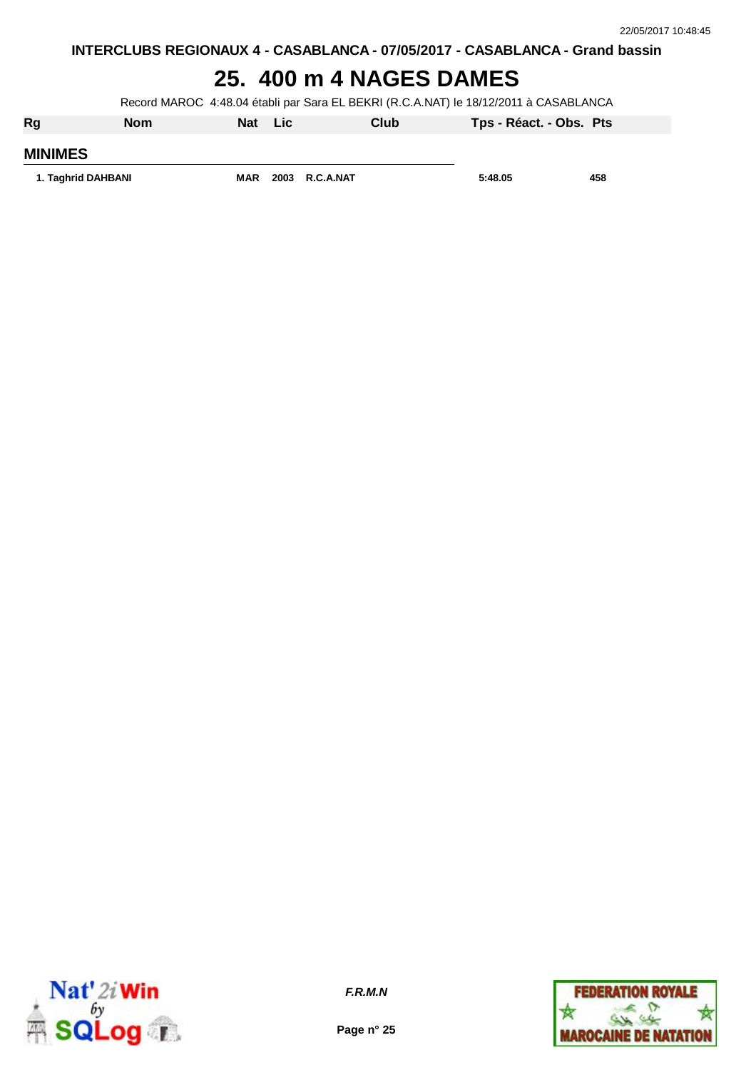INTERCLUBS REGIONAUX 4 - CASABLANCA - 07/05/2017 - CASABLANCA - Grand bassin

# 25. 400 m 4 NAGES DAMES

Record MAROC 4:48.04 établi par Sara EL BEKRI (R.C.A.NAT) le 18/12/2011 à CASABLANCA

| Rg | Nom | Nat | Lic | Club | Tps - Réact. - Obs. | Pts |
|---|---|---|---|---|---|---|
| **MINIMES** | | | | | | |
| 1. | Taghrid DAHBANI | MAR | 2003 | R.C.A.NAT | 5:48.05 | 458 |

F.R.M.N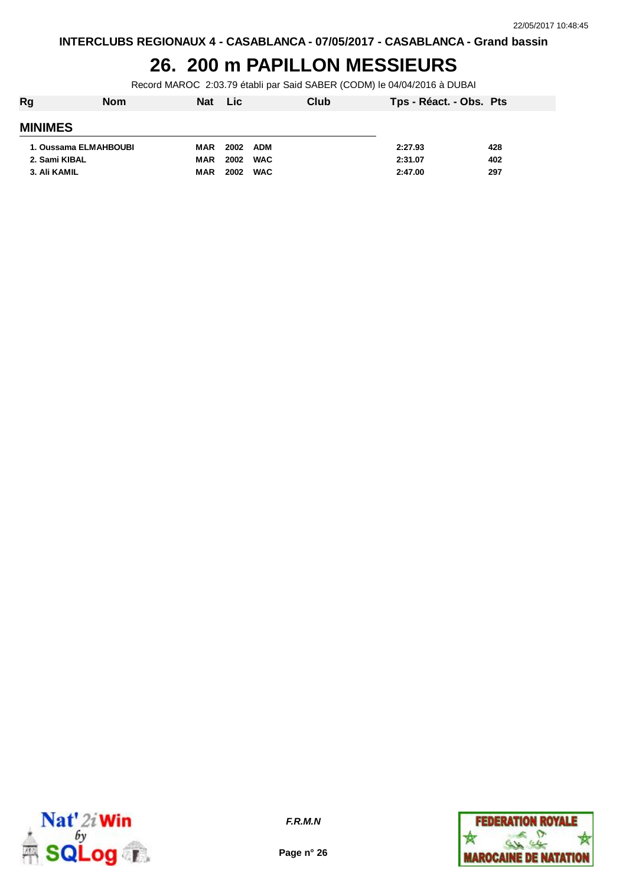# 26. 200 m PAPILLON MESSIEURS

Record MAROC 2:03.79 établi par Said SABER (CODM) le 04/04/2016 à DUBAI

| Rg | Nom | Nat | Lic | Club | Tps - Réact. - Obs. | Pts |
|---|---|---|---|---|---|---|
| **MINIMES** | | | | | | |
| 1. | Oussama ELMAHBOUBI | MAR | 2002 | ADM | 2:27.93 | 428 |
| 2. | Sami KIBAL | MAR | 2002 | WAC | 2:31.07 | 402 |
| 3. | Ali KAMIL | MAR | 2002 | WAC | 2:47.00 | 297 |

*F.R.M.N*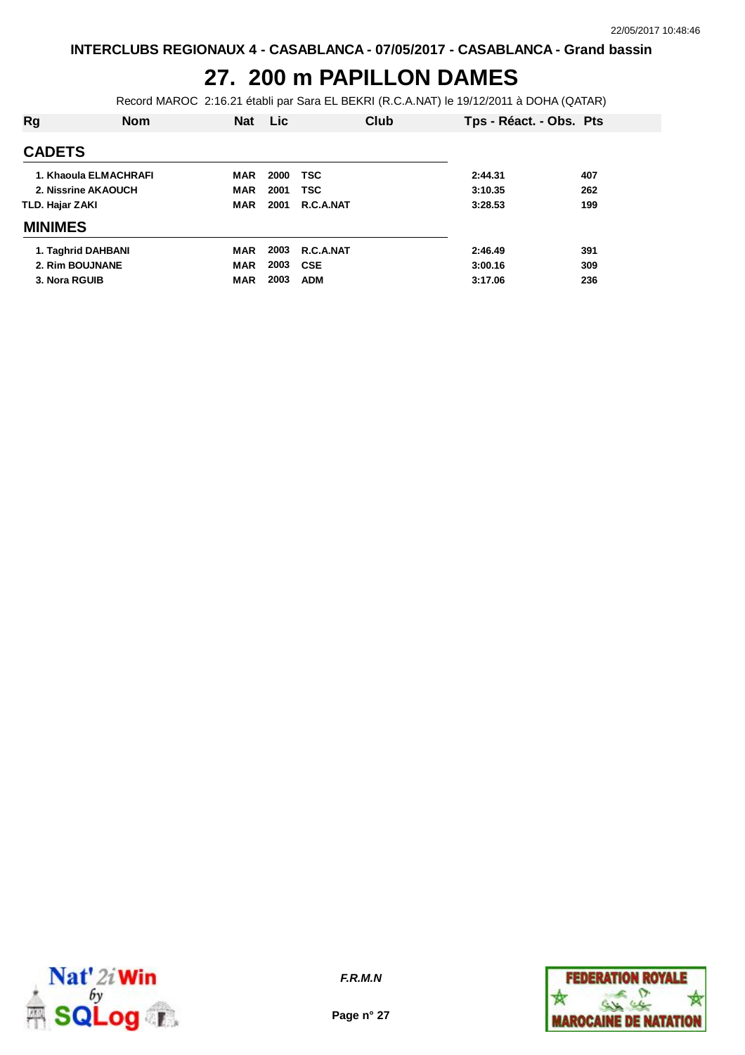# 27. 200 m PAPILLON DAMES

Record MAROC 2:16.21 établi par Sara EL BEKRI (R.C.A.NAT) le 19/12/2011 à DOHA (QATAR)

| Rg | Nom | Nat | Lic | Club | Tps - Réact. - Obs. | Pts |
|---|---|---|---|---|---|---|
| **CADETS** | | | | | | |
| 1. | Khaoula ELMACHRAFI | MAR | 2000 | TSC | 2:44.31 | 407 |
| 2. | Nissrine AKAOUCH | MAR | 2001 | TSC | 3:10.35 | 262 |
| TLD. | Hajar ZAKI | MAR | 2001 | R.C.A.NAT | 3:28.53 | 199 |
| **MINIMES** | | | | | | |
| 1. | Taghrid DAHBANI | MAR | 2003 | R.C.A.NAT | 2:46.49 | 391 |
| 2. | Rim BOUJNANE | MAR | 2003 | CSE | 3:00.16 | 309 |
| 3. | Nora RGUIB | MAR | 2003 | ADM | 3:17.06 | 236 |

*F.R.M.N*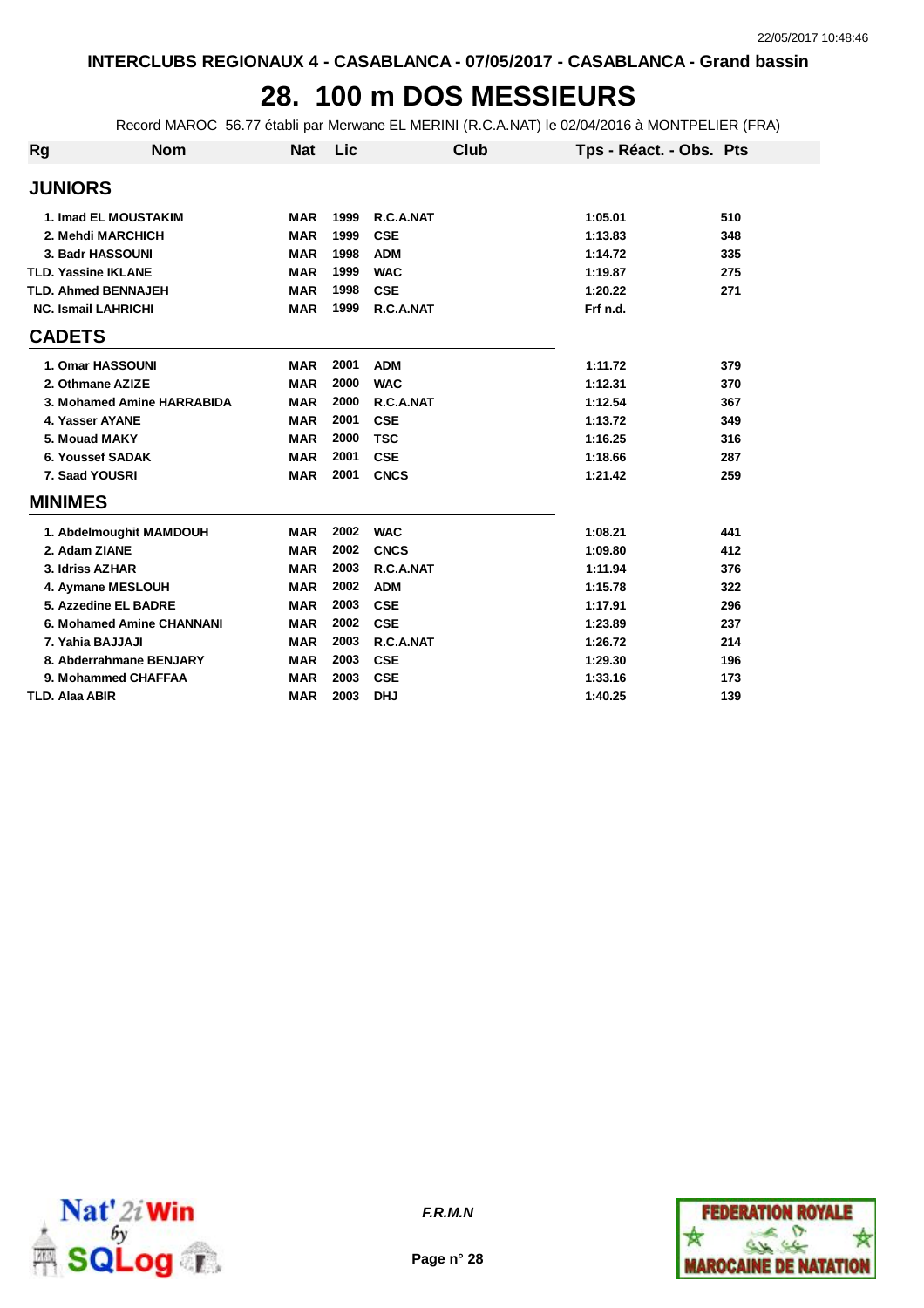INTERCLUBS REGIONAUX 4 - CASABLANCA - 07/05/2017 - CASABLANCA - Grand bassin

# 28. 100 m DOS MESSIEURS

Record MAROC 56.77 établi par Merwane EL MERINI (R.C.A.NAT) le 02/04/2016 à MONTPELIER (FRA)

| Rg | Nom | Nat | Lic | Club | Tps - Réact. - Obs. | Pts |
|---|---|---|---|---|---|---|
| **JUNIORS** | | | | | | |
| 1. | Imad EL MOUSTAKIM | MAR | 1999 | R.C.A.NAT | 1:05.01 | 510 |
| 2. | Mehdi MARCHICH | MAR | 1999 | CSE | 1:13.83 | 348 |
| 3. | Badr HASSOUNI | MAR | 1998 | ADM | 1:14.72 | 335 |
| TLD. | Yassine IKLANE | MAR | 1999 | WAC | 1:19.87 | 275 |
| TLD. | Ahmed BENNAJEH | MAR | 1998 | CSE | 1:20.22 | 271 |
| NC. | Ismail LAHRICHI | MAR | 1999 | R.C.A.NAT | Frf n.d. | |
| **CADETS** | | | | | | |
| 1. | Omar HASSOUNI | MAR | 2001 | ADM | 1:11.72 | 379 |
| 2. | Othmane AZIZE | MAR | 2000 | WAC | 1:12.31 | 370 |
| 3. | Mohamed Amine HARRABIDA | MAR | 2000 | R.C.A.NAT | 1:12.54 | 367 |
| 4. | Yasser AYANE | MAR | 2001 | CSE | 1:13.72 | 349 |
| 5. | Mouad MAKY | MAR | 2000 | TSC | 1:16.25 | 316 |
| 6. | Youssef SADAK | MAR | 2001 | CSE | 1:18.66 | 287 |
| 7. | Saad YOUSRI | MAR | 2001 | CNCS | 1:21.42 | 259 |
| **MINIMES** | | | | | | |
| 1. | Abdelmoughit MAMDOUH | MAR | 2002 | WAC | 1:08.21 | 441 |
| 2. | Adam ZIANE | MAR | 2002 | CNCS | 1:09.80 | 412 |
| 3. | Idriss AZHAR | MAR | 2003 | R.C.A.NAT | 1:11.94 | 376 |
| 4. | Aymane MESLOUH | MAR | 2002 | ADM | 1:15.78 | 322 |
| 5. | Azzedine EL BADRE | MAR | 2003 | CSE | 1:17.91 | 296 |
| 6. | Mohamed Amine CHANNANI | MAR | 2002 | CSE | 1:23.89 | 237 |
| 7. | Yahia BAJJAJI | MAR | 2003 | R.C.A.NAT | 1:26.72 | 214 |
| 8. | Abderrahmane BENJARY | MAR | 2003 | CSE | 1:29.30 | 196 |
| 9. | Mohammed CHAFFAA | MAR | 2003 | CSE | 1:33.16 | 173 |
| TLD. | Alaa ABIR | MAR | 2003 | DHJ | 1:40.25 | 139 |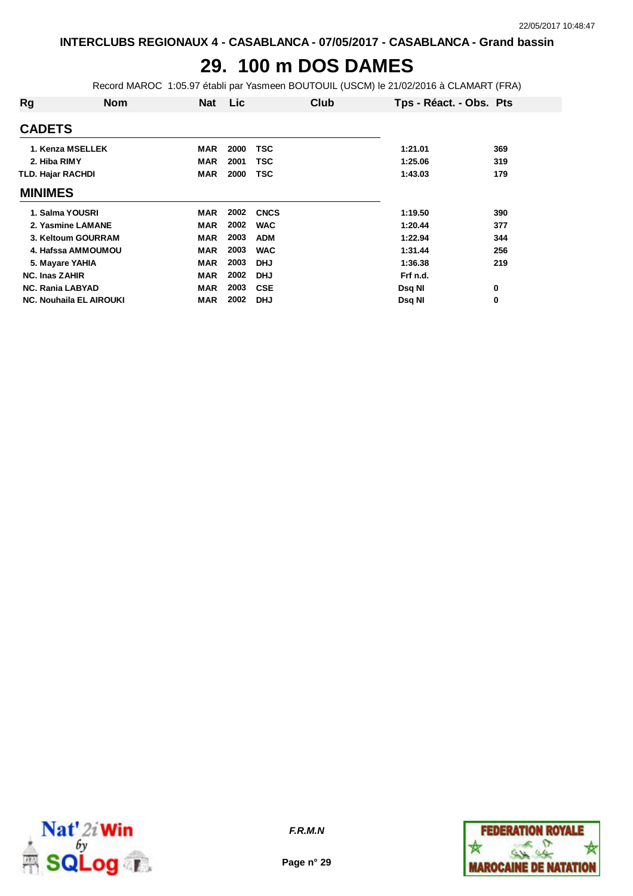INTERCLUBS REGIONAUX 4 - CASABLANCA - 07/05/2017 - CASABLANCA - Grand bassin

# 29. 100 m DOS DAMES

Record MAROC 1:05.97 établi par Yasmeen BOUTOUIL (USCM) le 21/02/2016 à CLAMART (FRA)

| Rg | Nom | Nat | Lic | Club | Tps - Réact. - Obs. | Pts |
|---|---|---|---|---|---|---|
| **CADETS** | | | | | | |
| 1. | Kenza MSELLEK | MAR | 2000 | TSC | 1:21.01 | 369 |
| 2. | Hiba RIMY | MAR | 2001 | TSC | 1:25.06 | 319 |
| TLD. | Hajar RACHDI | MAR | 2000 | TSC | 1:43.03 | 179 |
| **MINIMES** | | | | | | |
| 1. | Salma YOUSRI | MAR | 2002 | CNCS | 1:19.50 | 390 |
| 2. | Yasmine LAMANE | MAR | 2002 | WAC | 1:20.44 | 377 |
| 3. | Keltoum GOURRAM | MAR | 2003 | ADM | 1:22.94 | 344 |
| 4. | Hafssa AMMOUMOU | MAR | 2003 | WAC | 1:31.44 | 256 |
| 5. | Mayare YAHIA | MAR | 2003 | DHJ | 1:36.38 | 219 |
| NC. | Inas ZAHIR | MAR | 2002 | DHJ | Frf n.d. | |
| NC. | Rania LABYAD | MAR | 2003 | CSE | Dsq NI | 0 |
| NC. | Nouhaila EL AIROUKI | MAR | 2002 | DHJ | Dsq NI | 0 |

F.R.M.N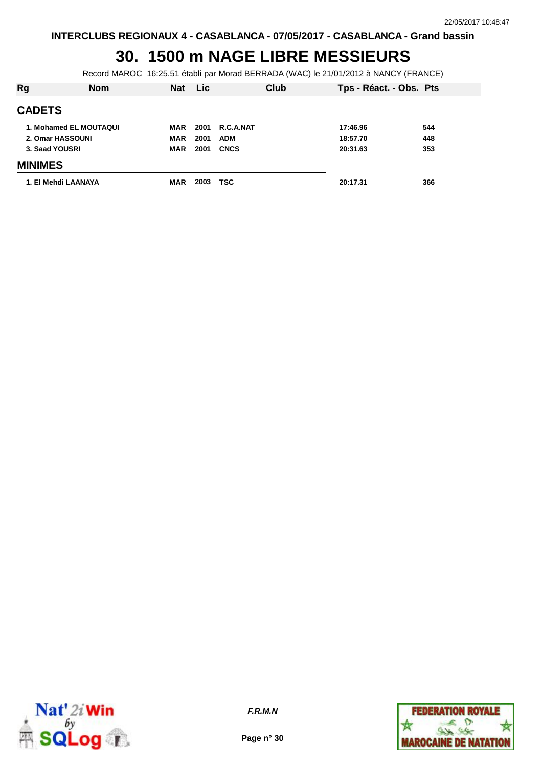# 30. 1500 m NAGE LIBRE MESSIEURS

Record MAROC 16:25.51 établi par Morad BERRADA (WAC) le 21/01/2012 à NANCY (FRANCE)

| Rg | Nom | Nat | Lic | Club | Tps - Réact. - Obs. | Pts |
|---|---|---|---|---|---|---|
| **CADETS** | | | | | | |
| 1. | Mohamed EL MOUTAQUI | MAR | 2001 | R.C.A.NAT | 17:46.96 | 544 |
| 2. | Omar HASSOUNI | MAR | 2001 | ADM | 18:57.70 | 448 |
| 3. | Saad YOUSRI | MAR | 2001 | CNCS | 20:31.63 | 353 |
| **MINIMES** | | | | | | |
| 1. | El Mehdi LAANAYA | MAR | 2003 | TSC | 20:17.31 | 366 |

F.R.M.N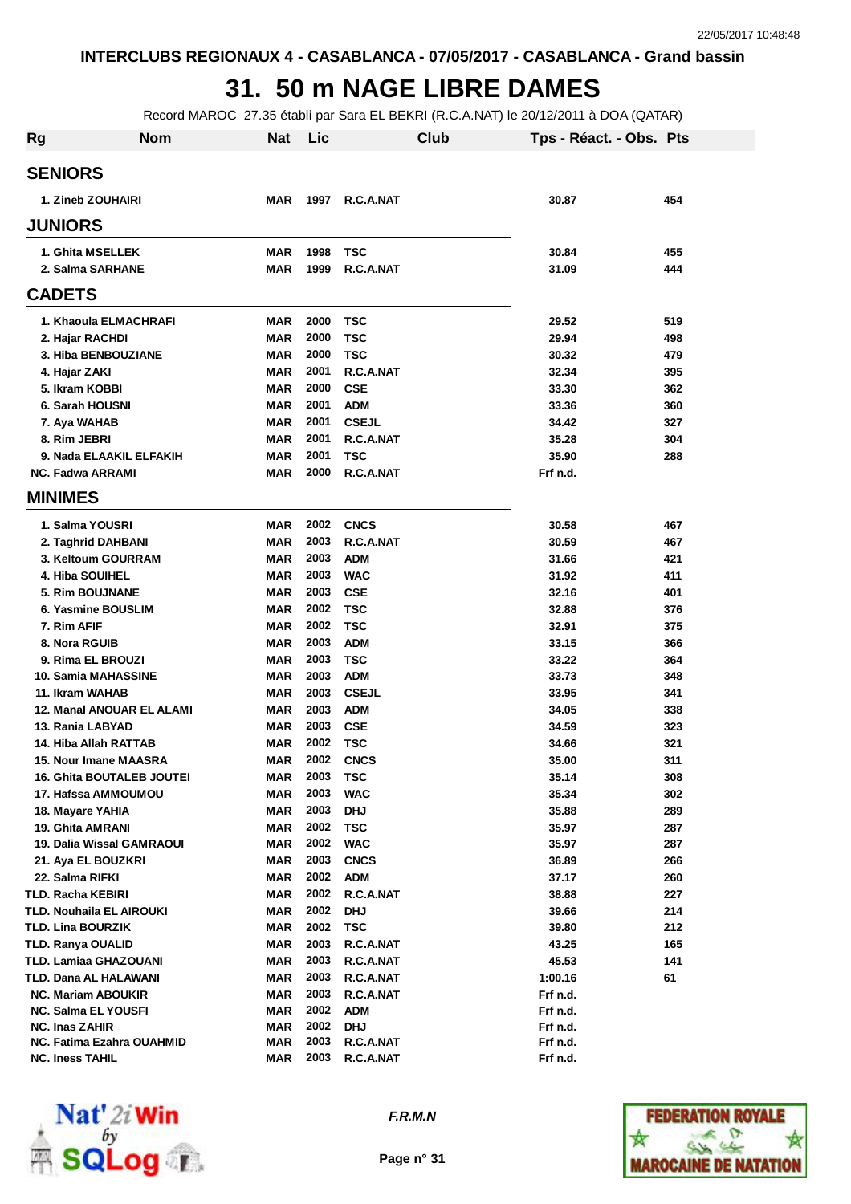INTERCLUBS REGIONAUX 4 - CASABLANCA - 07/05/2017 - CASABLANCA - Grand bassin

# 31. 50 m NAGE LIBRE DAMES

Record MAROC 27.35 établi par Sara EL BEKRI (R.C.A.NAT) le 20/12/2011 à DOA (QATAR)

| Rg | Nom | Nat | Lic | Club | Tps - Réact. - Obs. | Pts |
|---|---|---|---|---|---|---|
| **SENIORS** | | | | | | |
| 1. | Zineb ZOUHAIRI | MAR | 1997 | R.C.A.NAT | 30.87 | 454 |
| **JUNIORS** | | | | | | |
| 1. | Ghita MSELLEK | MAR | 1998 | TSC | 30.84 | 455 |
| 2. | Salma SARHANE | MAR | 1999 | R.C.A.NAT | 31.09 | 444 |
| **CADETS** | | | | | | |
| 1. | Khaoula ELMACHRAFI | MAR | 2000 | TSC | 29.52 | 519 |
| 2. | Hajar RACHDI | MAR | 2000 | TSC | 29.94 | 498 |
| 3. | Hiba BENBOUZIANE | MAR | 2000 | TSC | 30.32 | 479 |
| 4. | Hajar ZAKI | MAR | 2001 | R.C.A.NAT | 32.34 | 395 |
| 5. | Ikram KOBBI | MAR | 2000 | CSE | 33.30 | 362 |
| 6. | Sarah HOUSNI | MAR | 2001 | ADM | 33.36 | 360 |
| 7. | Aya WAHAB | MAR | 2001 | CSEJL | 34.42 | 327 |
| 8. | Rim JEBRI | MAR | 2001 | R.C.A.NAT | 35.28 | 304 |
| 9. | Nada ELAAKIL ELFAKIH | MAR | 2001 | TSC | 35.90 | 288 |
| NC. | Fadwa ARRAMI | MAR | 2000 | R.C.A.NAT | Frf n.d. | |
| **MINIMES** | | | | | | |
| 1. | Salma YOUSRI | MAR | 2002 | CNCS | 30.58 | 467 |
| 2. | Taghrid DAHBANI | MAR | 2003 | R.C.A.NAT | 30.59 | 467 |
| 3. | Keltoum GOURRAM | MAR | 2003 | ADM | 31.66 | 421 |
| 4. | Hiba SOUIHEL | MAR | 2003 | WAC | 31.92 | 411 |
| 5. | Rim BOUJNANE | MAR | 2003 | CSE | 32.16 | 401 |
| 6. | Yasmine BOUSLIM | MAR | 2002 | TSC | 32.88 | 376 |
| 7. | Rim AFIF | MAR | 2002 | TSC | 32.91 | 375 |
| 8. | Nora RGUIB | MAR | 2003 | ADM | 33.15 | 366 |
| 9. | Rima EL BROUZI | MAR | 2003 | TSC | 33.22 | 364 |
| 10. | Samia MAHASSINE | MAR | 2003 | ADM | 33.73 | 348 |
| 11. | Ikram WAHAB | MAR | 2003 | CSEJL | 33.95 | 341 |
| 12. | Manal ANOUAR EL ALAMI | MAR | 2003 | ADM | 34.05 | 338 |
| 13. | Rania LABYAD | MAR | 2003 | CSE | 34.59 | 323 |
| 14. | Hiba Allah RATTAB | MAR | 2002 | TSC | 34.66 | 321 |
| 15. | Nour Imane MAASRA | MAR | 2002 | CNCS | 35.00 | 311 |
| 16. | Ghita BOUTALEB JOUTEI | MAR | 2003 | TSC | 35.14 | 308 |
| 17. | Hafssa AMMOUMOU | MAR | 2003 | WAC | 35.34 | 302 |
| 18. | Mayare YAHIA | MAR | 2003 | DHJ | 35.88 | 289 |
| 19. | Ghita AMRANI | MAR | 2002 | TSC | 35.97 | 287 |
| 19. | Dalia Wissal GAMRAOUI | MAR | 2002 | WAC | 35.97 | 287 |
| 21. | Aya EL BOUZKRI | MAR | 2003 | CNCS | 36.89 | 266 |
| 22. | Salma RIFKI | MAR | 2002 | ADM | 37.17 | 260 |
| TLD. | Racha KEBIRI | MAR | 2002 | R.C.A.NAT | 38.88 | 227 |
| TLD. | Nouhaila EL AIROUKI | MAR | 2002 | DHJ | 39.66 | 214 |
| TLD. | Lina BOURZIK | MAR | 2002 | TSC | 39.80 | 212 |
| TLD. | Ranya OUALID | MAR | 2003 | R.C.A.NAT | 43.25 | 165 |
| TLD. | Lamiaa GHAZOUANI | MAR | 2003 | R.C.A.NAT | 45.53 | 141 |
| TLD. | Dana AL HALAWANI | MAR | 2003 | R.C.A.NAT | 1:00.16 | 61 |
| NC. | Mariam ABOUKIR | MAR | 2003 | R.C.A.NAT | Frf n.d. | |
| NC. | Salma EL YOUSFI | MAR | 2002 | ADM | Frf n.d. | |
| NC. | Inas ZAHIR | MAR | 2002 | DHJ | Frf n.d. | |
| NC. | Fatima Ezahra OUAHMID | MAR | 2003 | R.C.A.NAT | Frf n.d. | |
| NC. | Iness TAHIL | MAR | 2003 | R.C.A.NAT | Frf n.d. | |

F.R.M.N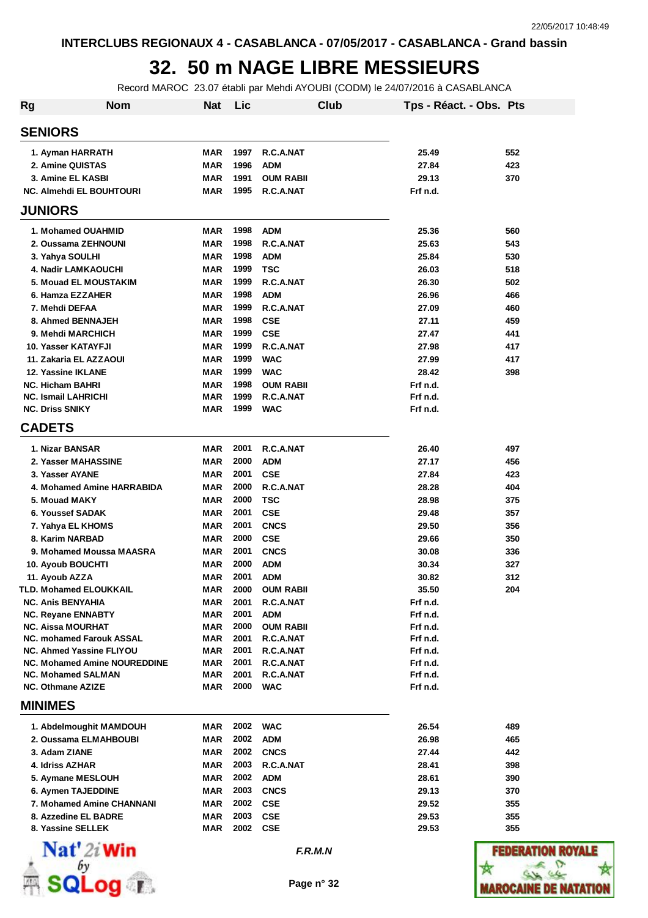INTERCLUBS REGIONAUX 4 - CASABLANCA - 07/05/2017 - CASABLANCA - Grand bassin

# 32. 50 m NAGE LIBRE MESSIEURS

Record MAROC 23.07 établi par Mehdi AYOUBI (CODM) le 24/07/2016 à CASABLANCA

| Rg | Nom | Nat | Lic | Club | Tps - Réact. - Obs. | Pts |
|---|---|---|---|---|---|---|
| **SENIORS** | | | | | | |
| 1. | Ayman HARRATH | MAR | 1997 | R.C.A.NAT | 25.49 | 552 |
| 2. | Amine QUISTAS | MAR | 1996 | ADM | 27.84 | 423 |
| 3. | Amine EL KASBI | MAR | 1991 | OUM RABII | 29.13 | 370 |
| NC. | Almehdi EL BOUHTOURI | MAR | 1995 | R.C.A.NAT | Frf n.d. | |
| **JUNIORS** | | | | | | |
| 1. | Mohamed OUAHMID | MAR | 1998 | ADM | 25.36 | 560 |
| 2. | Oussama ZEHNOUNI | MAR | 1998 | R.C.A.NAT | 25.63 | 543 |
| 3. | Yahya SOULHI | MAR | 1998 | ADM | 25.84 | 530 |
| 4. | Nadir LAMKAOUCHI | MAR | 1999 | TSC | 26.03 | 518 |
| 5. | Mouad EL MOUSTAKIM | MAR | 1999 | R.C.A.NAT | 26.30 | 502 |
| 6. | Hamza EZZAHER | MAR | 1998 | ADM | 26.96 | 466 |
| 7. | Mehdi DEFAA | MAR | 1999 | R.C.A.NAT | 27.09 | 460 |
| 8. | Ahmed BENNAJEH | MAR | 1998 | CSE | 27.11 | 459 |
| 9. | Mehdi MARCHICH | MAR | 1999 | CSE | 27.47 | 441 |
| 10. | Yasser KATAYFJI | MAR | 1999 | R.C.A.NAT | 27.98 | 417 |
| 11. | Zakaria EL AZZAOUI | MAR | 1999 | WAC | 27.99 | 417 |
| 12. | Yassine IKLANE | MAR | 1999 | WAC | 28.42 | 398 |
| NC. | Hicham BAHRI | MAR | 1998 | OUM RABII | Frf n.d. | |
| NC. | Ismail LAHRICHI | MAR | 1999 | R.C.A.NAT | Frf n.d. | |
| NC. | Driss SNIKY | MAR | 1999 | WAC | Frf n.d. | |
| **CADETS** | | | | | | |
| 1. | Nizar BANSAR | MAR | 2001 | R.C.A.NAT | 26.40 | 497 |
| 2. | Yasser MAHASSINE | MAR | 2000 | ADM | 27.17 | 456 |
| 3. | Yasser AYANE | MAR | 2001 | CSE | 27.84 | 423 |
| 4. | Mohamed Amine HARRABIDA | MAR | 2000 | R.C.A.NAT | 28.28 | 404 |
| 5. | Mouad MAKY | MAR | 2000 | TSC | 28.98 | 375 |
| 6. | Youssef SADAK | MAR | 2001 | CSE | 29.48 | 357 |
| 7. | Yahya EL KHOMS | MAR | 2001 | CNCS | 29.50 | 356 |
| 8. | Karim NARBAD | MAR | 2000 | CSE | 29.66 | 350 |
| 9. | Mohamed Moussa MAASRA | MAR | 2001 | CNCS | 30.08 | 336 |
| 10. | Ayoub BOUCHTI | MAR | 2000 | ADM | 30.34 | 327 |
| 11. | Ayoub AZZA | MAR | 2001 | ADM | 30.82 | 312 |
| TLD. | Mohamed ELOUKKAIL | MAR | 2000 | OUM RABII | 35.50 | 204 |
| NC. | Anis BENYAHIA | MAR | 2001 | R.C.A.NAT | Frf n.d. | |
| NC. | Reyane ENNABTY | MAR | 2001 | ADM | Frf n.d. | |
| NC. | Aissa MOURHAT | MAR | 2000 | OUM RABII | Frf n.d. | |
| NC. | mohamed Farouk ASSAL | MAR | 2001 | R.C.A.NAT | Frf n.d. | |
| NC. | Ahmed Yassine FLIYOU | MAR | 2001 | R.C.A.NAT | Frf n.d. | |
| NC. | Mohamed Amine NOUREDDINE | MAR | 2001 | R.C.A.NAT | Frf n.d. | |
| NC. | Mohamed SALMAN | MAR | 2001 | R.C.A.NAT | Frf n.d. | |
| NC. | Othmane AZIZE | MAR | 2000 | WAC | Frf n.d. | |
| **MINIMES** | | | | | | |
| 1. | Abdelmoughit MAMDOUH | MAR | 2002 | WAC | 26.54 | 489 |
| 2. | Oussama ELMAHBOUBI | MAR | 2002 | ADM | 26.98 | 465 |
| 3. | Adam ZIANE | MAR | 2002 | CNCS | 27.44 | 442 |
| 4. | Idriss AZHAR | MAR | 2003 | R.C.A.NAT | 28.41 | 398 |
| 5. | Aymane MESLOUH | MAR | 2002 | ADM | 28.61 | 390 |
| 6. | Aymen TAJEDDINE | MAR | 2003 | CNCS | 29.13 | 370 |
| 7. | Mohamed Amine CHANNANI | MAR | 2002 | CSE | 29.52 | 355 |
| 8. | Azzedine EL BADRE | MAR | 2003 | CSE | 29.53 | 355 |
| 8. | Yassine SELLEK | MAR | 2002 | CSE | 29.53 | 355 |

*F.R.M.N*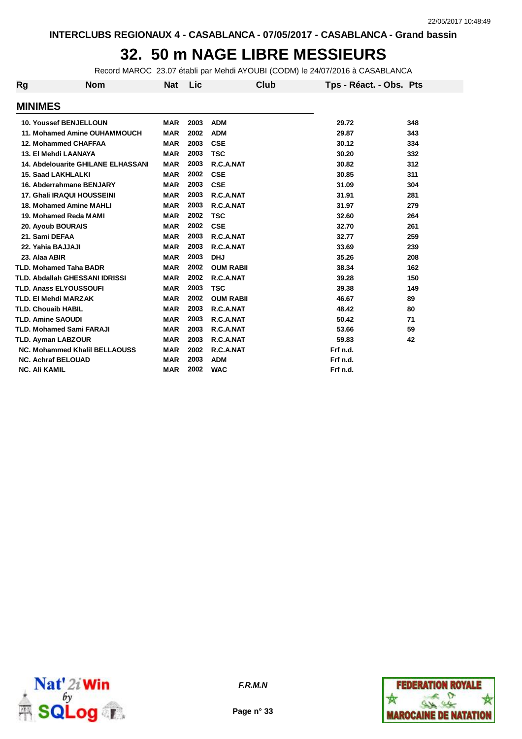INTERCLUBS REGIONAUX 4 - CASABLANCA - 07/05/2017 - CASABLANCA - Grand bassin

# 32. 50 m NAGE LIBRE MESSIEURS

Record MAROC 23.07 établi par Mehdi AYOUBI (CODM) le 24/07/2016 à CASABLANCA

## MINIMES

| Rg | Nom | Nat | Lic | Club | Tps - Réact. - Obs. | Pts |
|---|---|---|---|---|---|---|
| 10. | Youssef BENJELLOUN | MAR | 2003 | ADM | 29.72 | 348 |
| 11. | Mohamed Amine OUHAMMOUCH | MAR | 2002 | ADM | 29.87 | 343 |
| 12. | Mohammed CHAFFAA | MAR | 2003 | CSE | 30.12 | 334 |
| 13. | El Mehdi LAANAYA | MAR | 2003 | TSC | 30.20 | 332 |
| 14. | Abdelouarite GHILANE ELHASSANI | MAR | 2003 | R.C.A.NAT | 30.82 | 312 |
| 15. | Saad LAKHLALKI | MAR | 2002 | CSE | 30.85 | 311 |
| 16. | Abderrahmane BENJARY | MAR | 2003 | CSE | 31.09 | 304 |
| 17. | Ghali IRAQUI HOUSSEINI | MAR | 2003 | R.C.A.NAT | 31.91 | 281 |
| 18. | Mohamed Amine MAHLI | MAR | 2003 | R.C.A.NAT | 31.97 | 279 |
| 19. | Mohamed Reda MAMI | MAR | 2002 | TSC | 32.60 | 264 |
| 20. | Ayoub BOURAIS | MAR | 2002 | CSE | 32.70 | 261 |
| 21. | Sami DEFAA | MAR | 2003 | R.C.A.NAT | 32.77 | 259 |
| 22. | Yahia BAJJAJI | MAR | 2003 | R.C.A.NAT | 33.69 | 239 |
| 23. | Alaa ABIR | MAR | 2003 | DHJ | 35.26 | 208 |
| TLD. | Mohamed Taha BADR | MAR | 2002 | OUM RABII | 38.34 | 162 |
| TLD. | Abdallah GHESSANI IDRISSI | MAR | 2002 | R.C.A.NAT | 39.28 | 150 |
| TLD. | Anass ELYOUSSOUFI | MAR | 2003 | TSC | 39.38 | 149 |
| TLD. | El Mehdi MARZAK | MAR | 2002 | OUM RABII | 46.67 | 89 |
| TLD. | Chouaib HABIL | MAR | 2003 | R.C.A.NAT | 48.42 | 80 |
| TLD. | Amine SAOUDI | MAR | 2003 | R.C.A.NAT | 50.42 | 71 |
| TLD. | Mohamed Sami FARAJI | MAR | 2003 | R.C.A.NAT | 53.66 | 59 |
| TLD. | Ayman LABZOUR | MAR | 2003 | R.C.A.NAT | 59.83 | 42 |
| NC. | Mohammed Khalil BELLAOUSS | MAR | 2002 | R.C.A.NAT | Frf n.d. | |
| NC. | Achraf BELOUAD | MAR | 2003 | ADM | Frf n.d. | |
| NC. | Ali KAMIL | MAR | 2002 | WAC | Frf n.d. | |

F.R.M.N